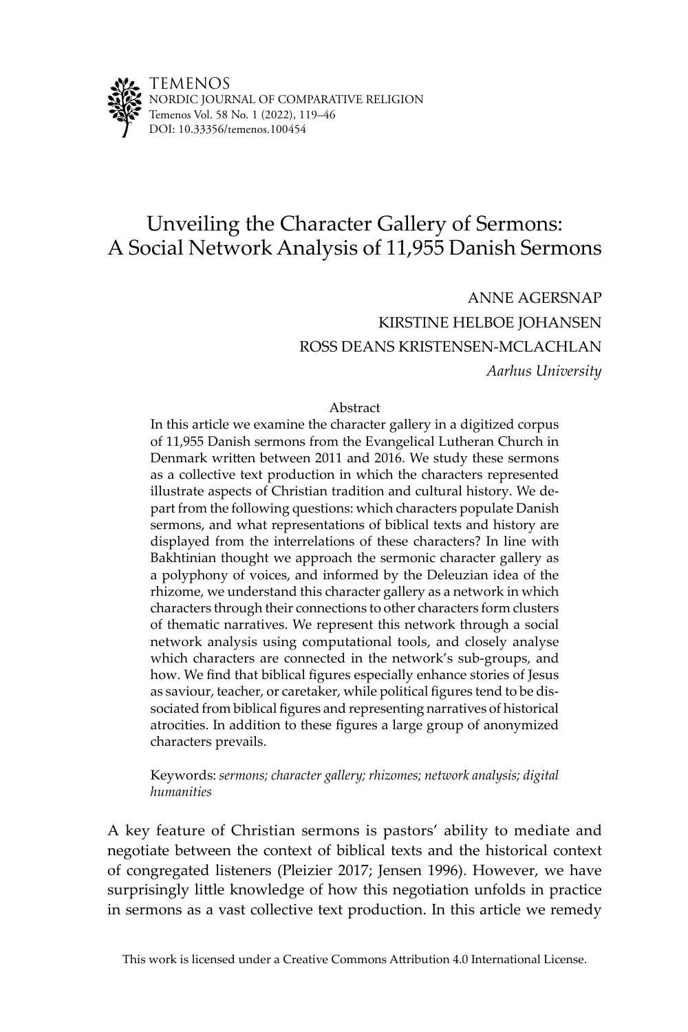# Unveiling the Character Gallery of Sermons: A Social Network Analysis of 11,955 Danish Sermons

ANNE AGERSNAP

KIRSTINE HELBOE JOHANSEN

ROSS DEANS KRISTENSEN-MCLACHLAN

*Aarhus University*

## Abstract

In this article we examine the character gallery in a digitized corpus of 11,955 Danish sermons from the Evangelical Lutheran Church in Denmark written between 2011 and 2016. We study these sermons as a collective text production in which the characters represented illustrate aspects of Christian tradition and cultural history. We depart from the following questions: which characters populate Danish sermons, and what representations of biblical texts and history are displayed from the interrelations of these characters? In line with Bakhtinian thought we approach the sermonic character gallery as a polyphony of voices, and informed by the Deleuzian idea of the rhizome, we understand this character gallery as a network in which characters through their connections to other characters form clusters of thematic narratives. We represent this network through a social network analysis using computational tools, and closely analyse which characters are connected in the network's sub-groups, and how. We find that biblical figures especially enhance stories of Jesus as saviour, teacher, or caretaker, while political figures tend to be dissociated from biblical figures and representing narratives of historical atrocities. In addition to these figures a large group of anonymized characters prevails.

Keywords: *sermons; character gallery; rhizomes; network analysis; digital humanities*

A key feature of Christian sermons is pastors' ability to mediate and negotiate between the context of biblical texts and the historical context of congregated listeners (Pleizier 2017; Jensen 1996). However, we have surprisingly little knowledge of how this negotiation unfolds in practice in sermons as a vast collective text production. In this article we remedy

This work is licensed under a Creative Commons Attribution 4.0 International License.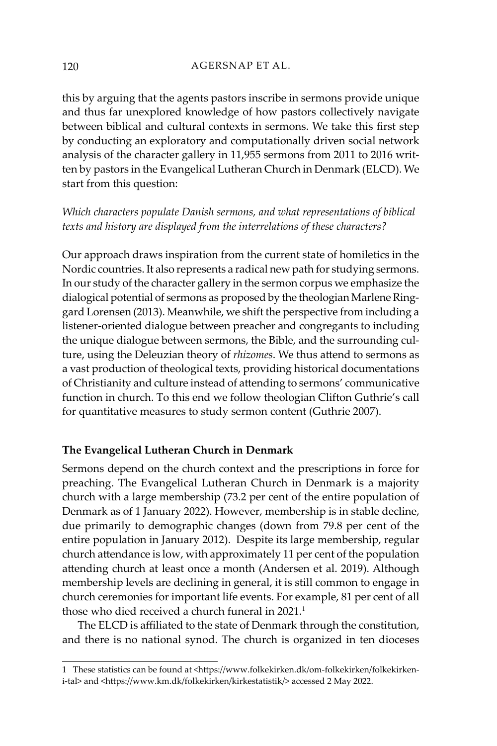this by arguing that the agents pastors inscribe in sermons provide unique and thus far unexplored knowledge of how pastors collectively navigate between biblical and cultural contexts in sermons. We take this first step by conducting an exploratory and computationally driven social network analysis of the character gallery in 11,955 sermons from 2011 to 2016 written by pastors in the Evangelical Lutheran Church in Denmark (ELCD). We start from this question:

*Which characters populate Danish sermons, and what representations of biblical texts and history are displayed from the interrelations of these characters?*

Our approach draws inspiration from the current state of homiletics in the Nordic countries. It also represents a radical new path for studying sermons. In our study of the character gallery in the sermon corpus we emphasize the dialogical potential of sermons as proposed by the theologian Marlene Ringgard Lorensen (2013). Meanwhile, we shift the perspective from including a listener-oriented dialogue between preacher and congregants to including the unique dialogue between sermons, the Bible, and the surrounding culture, using the Deleuzian theory of *rhizomes*. We thus attend to sermons as a vast production of theological texts, providing historical documentations of Christianity and culture instead of attending to sermons' communicative function in church. To this end we follow theologian Clifton Guthrie's call for quantitative measures to study sermon content (Guthrie 2007).

## The Evangelical Lutheran Church in Denmark

Sermons depend on the church context and the prescriptions in force for preaching. The Evangelical Lutheran Church in Denmark is a majority church with a large membership (73.2 per cent of the entire population of Denmark as of 1 January 2022). However, membership is in stable decline, due primarily to demographic changes (down from 79.8 per cent of the entire population in January 2012). Despite its large membership, regular church attendance is low, with approximately 11 per cent of the population attending church at least once a month (Andersen et al. 2019). Although membership levels are declining in general, it is still common to engage in church ceremonies for important life events. For example, 81 per cent of all those who died received a church funeral in 2021.[1]

The ELCD is affiliated to the state of Denmark through the constitution, and there is no national synod. The church is organized in ten dioceses

---

1 These statistics can be found at <https://www.folkekirken.dk/om-folkekirken/folkekirken-i-tal> and <https://www.km.dk/folkekirken/kirkestatistik/> accessed 2 May 2022.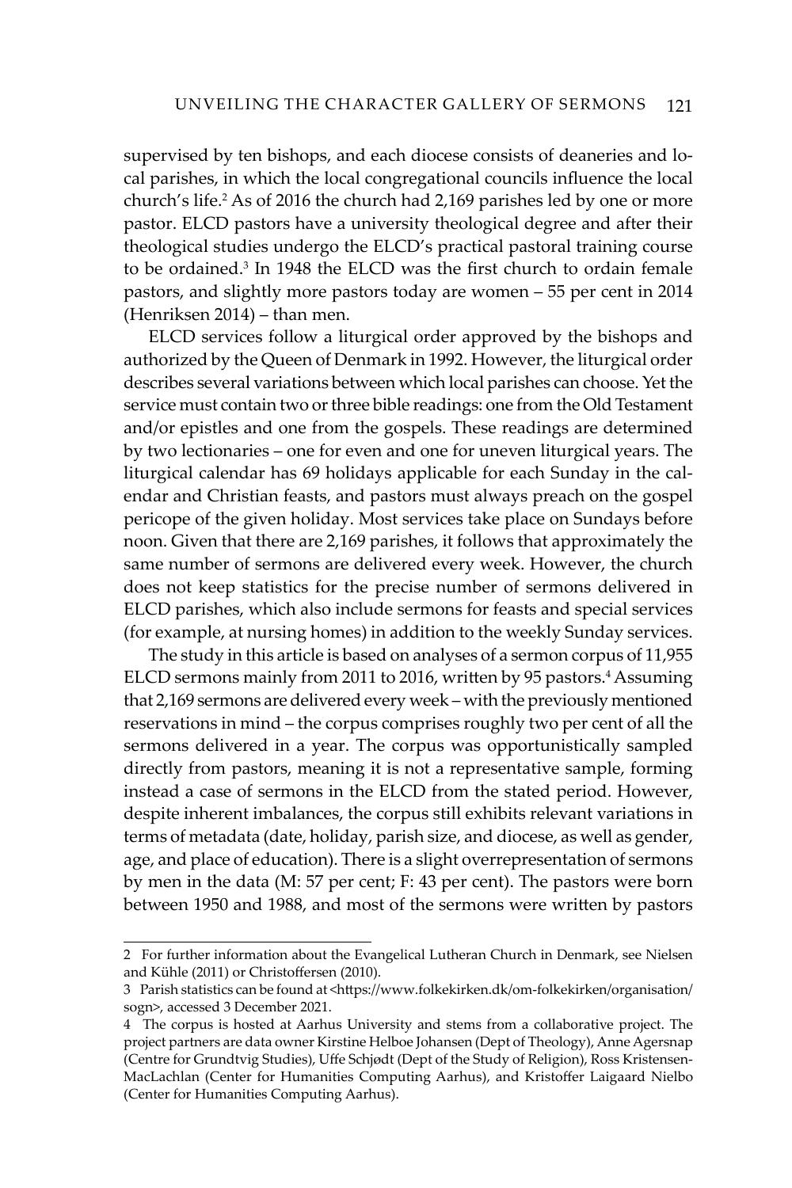supervised by ten bishops, and each diocese consists of deaneries and local parishes, in which the local congregational councils influence the local church's life.[2] As of 2016 the church had 2,169 parishes led by one or more pastor. ELCD pastors have a university theological degree and after their theological studies undergo the ELCD's practical pastoral training course to be ordained.[3] In 1948 the ELCD was the first church to ordain female pastors, and slightly more pastors today are women – 55 per cent in 2014 (Henriksen 2014) – than men.

ELCD services follow a liturgical order approved by the bishops and authorized by the Queen of Denmark in 1992. However, the liturgical order describes several variations between which local parishes can choose. Yet the service must contain two or three bible readings: one from the Old Testament and/or epistles and one from the gospels. These readings are determined by two lectionaries – one for even and one for uneven liturgical years. The liturgical calendar has 69 holidays applicable for each Sunday in the calendar and Christian feasts, and pastors must always preach on the gospel pericope of the given holiday. Most services take place on Sundays before noon. Given that there are 2,169 parishes, it follows that approximately the same number of sermons are delivered every week. However, the church does not keep statistics for the precise number of sermons delivered in ELCD parishes, which also include sermons for feasts and special services (for example, at nursing homes) in addition to the weekly Sunday services.

The study in this article is based on analyses of a sermon corpus of 11,955 ELCD sermons mainly from 2011 to 2016, written by 95 pastors.[4] Assuming that 2,169 sermons are delivered every week – with the previously mentioned reservations in mind – the corpus comprises roughly two per cent of all the sermons delivered in a year. The corpus was opportunistically sampled directly from pastors, meaning it is not a representative sample, forming instead a case of sermons in the ELCD from the stated period. However, despite inherent imbalances, the corpus still exhibits relevant variations in terms of metadata (date, holiday, parish size, and diocese, as well as gender, age, and place of education). There is a slight overrepresentation of sermons by men in the data (M: 57 per cent; F: 43 per cent). The pastors were born between 1950 and 1988, and most of the sermons were written by pastors

---

2 For further information about the Evangelical Lutheran Church in Denmark, see Nielsen and Kühle (2011) or Christoffersen (2010).

3 Parish statistics can be found at <https://www.folkekirken.dk/om-folkekirken/organisation/sogn>, accessed 3 December 2021.

4 The corpus is hosted at Aarhus University and stems from a collaborative project. The project partners are data owner Kirstine Helboe Johansen (Dept of Theology), Anne Agersnap (Centre for Grundtvig Studies), Uffe Schjødt (Dept of the Study of Religion), Ross Kristensen-MacLachlan (Center for Humanities Computing Aarhus), and Kristoffer Laigaard Nielbo (Center for Humanities Computing Aarhus).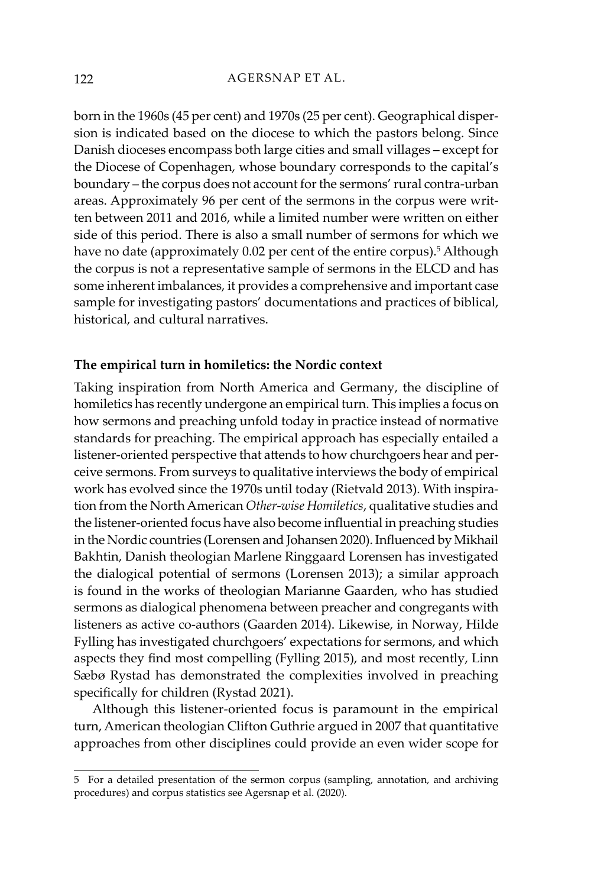born in the 1960s (45 per cent) and 1970s (25 per cent). Geographical dispersion is indicated based on the diocese to which the pastors belong. Since Danish dioceses encompass both large cities and small villages – except for the Diocese of Copenhagen, whose boundary corresponds to the capital's boundary – the corpus does not account for the sermons' rural contra-urban areas. Approximately 96 per cent of the sermons in the corpus were written between 2011 and 2016, while a limited number were written on either side of this period. There is also a small number of sermons for which we have no date (approximately 0.02 per cent of the entire corpus).[5] Although the corpus is not a representative sample of sermons in the ELCD and has some inherent imbalances, it provides a comprehensive and important case sample for investigating pastors' documentations and practices of biblical, historical, and cultural narratives.

### The empirical turn in homiletics: the Nordic context

Taking inspiration from North America and Germany, the discipline of homiletics has recently undergone an empirical turn. This implies a focus on how sermons and preaching unfold today in practice instead of normative standards for preaching. The empirical approach has especially entailed a listener-oriented perspective that attends to how churchgoers hear and perceive sermons. From surveys to qualitative interviews the body of empirical work has evolved since the 1970s until today (Rietvald 2013). With inspiration from the North American *Other-wise Homiletics*, qualitative studies and the listener-oriented focus have also become influential in preaching studies in the Nordic countries (Lorensen and Johansen 2020). Influenced by Mikhail Bakhtin, Danish theologian Marlene Ringgaard Lorensen has investigated the dialogical potential of sermons (Lorensen 2013); a similar approach is found in the works of theologian Marianne Gaarden, who has studied sermons as dialogical phenomena between preacher and congregants with listeners as active co-authors (Gaarden 2014). Likewise, in Norway, Hilde Fylling has investigated churchgoers' expectations for sermons, and which aspects they find most compelling (Fylling 2015), and most recently, Linn Sæbø Rystad has demonstrated the complexities involved in preaching specifically for children (Rystad 2021).

Although this listener-oriented focus is paramount in the empirical turn, American theologian Clifton Guthrie argued in 2007 that quantitative approaches from other disciplines could provide an even wider scope for

---

5 For a detailed presentation of the sermon corpus (sampling, annotation, and archiving procedures) and corpus statistics see Agersnap et al. (2020).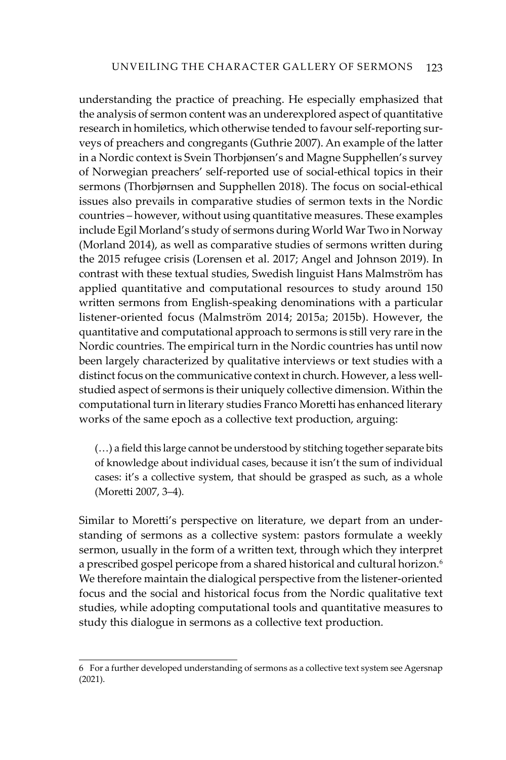understanding the practice of preaching. He especially emphasized that the analysis of sermon content was an underexplored aspect of quantitative research in homiletics, which otherwise tended to favour self-reporting surveys of preachers and congregants (Guthrie 2007). An example of the latter in a Nordic context is Svein Thorbjønsen's and Magne Supphellen's survey of Norwegian preachers' self-reported use of social-ethical topics in their sermons (Thorbjørnsen and Supphellen 2018). The focus on social-ethical issues also prevails in comparative studies of sermon texts in the Nordic countries – however, without using quantitative measures. These examples include Egil Morland's study of sermons during World War Two in Norway (Morland 2014), as well as comparative studies of sermons written during the 2015 refugee crisis (Lorensen et al. 2017; Angel and Johnson 2019). In contrast with these textual studies, Swedish linguist Hans Malmström has applied quantitative and computational resources to study around 150 written sermons from English-speaking denominations with a particular listener-oriented focus (Malmström 2014; 2015a; 2015b). However, the quantitative and computational approach to sermons is still very rare in the Nordic countries. The empirical turn in the Nordic countries has until now been largely characterized by qualitative interviews or text studies with a distinct focus on the communicative context in church. However, a less well-studied aspect of sermons is their uniquely collective dimension. Within the computational turn in literary studies Franco Moretti has enhanced literary works of the same epoch as a collective text production, arguing:

> (…) a field this large cannot be understood by stitching together separate bits of knowledge about individual cases, because it isn't the sum of individual cases: it's a collective system, that should be grasped as such, as a whole (Moretti 2007, 3–4).

Similar to Moretti's perspective on literature, we depart from an understanding of sermons as a collective system: pastors formulate a weekly sermon, usually in the form of a written text, through which they interpret a prescribed gospel pericope from a shared historical and cultural horizon.[6] We therefore maintain the dialogical perspective from the listener-oriented focus and the social and historical focus from the Nordic qualitative text studies, while adopting computational tools and quantitative measures to study this dialogue in sermons as a collective text production.

---

6 For a further developed understanding of sermons as a collective text system see Agersnap (2021).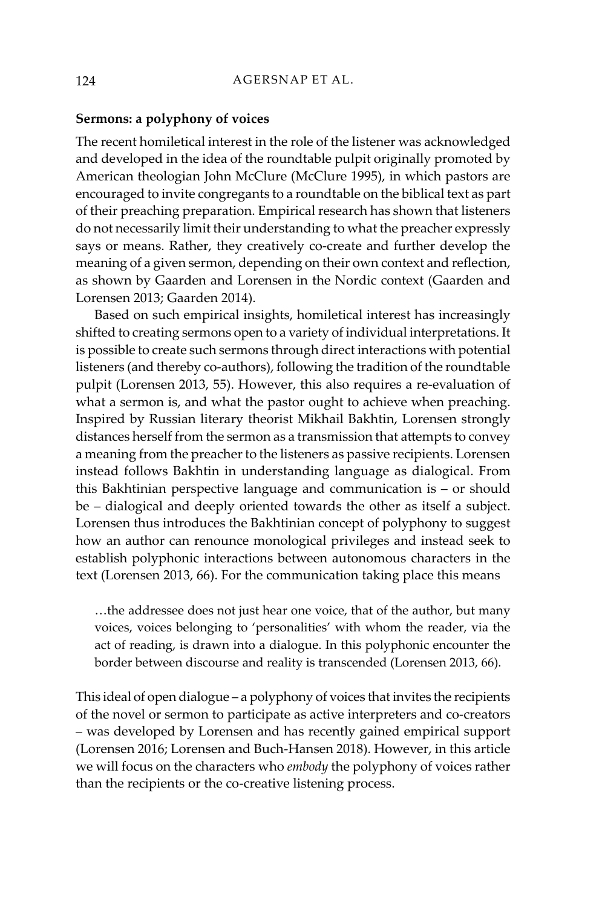**Sermons: a polyphony of voices**

The recent homiletical interest in the role of the listener was acknowledged and developed in the idea of the roundtable pulpit originally promoted by American theologian John McClure (McClure 1995), in which pastors are encouraged to invite congregants to a roundtable on the biblical text as part of their preaching preparation. Empirical research has shown that listeners do not necessarily limit their understanding to what the preacher expressly says or means. Rather, they creatively co-create and further develop the meaning of a given sermon, depending on their own context and reflection, as shown by Gaarden and Lorensen in the Nordic context (Gaarden and Lorensen 2013; Gaarden 2014).

Based on such empirical insights, homiletical interest has increasingly shifted to creating sermons open to a variety of individual interpretations. It is possible to create such sermons through direct interactions with potential listeners (and thereby co-authors), following the tradition of the roundtable pulpit (Lorensen 2013, 55). However, this also requires a re-evaluation of what a sermon is, and what the pastor ought to achieve when preaching. Inspired by Russian literary theorist Mikhail Bakhtin, Lorensen strongly distances herself from the sermon as a transmission that attempts to convey a meaning from the preacher to the listeners as passive recipients. Lorensen instead follows Bakhtin in understanding language as dialogical. From this Bakhtinian perspective language and communication is – or should be – dialogical and deeply oriented towards the other as itself a subject. Lorensen thus introduces the Bakhtinian concept of polyphony to suggest how an author can renounce monological privileges and instead seek to establish polyphonic interactions between autonomous characters in the text (Lorensen 2013, 66). For the communication taking place this means

> …the addressee does not just hear one voice, that of the author, but many voices, voices belonging to 'personalities' with whom the reader, via the act of reading, is drawn into a dialogue. In this polyphonic encounter the border between discourse and reality is transcended (Lorensen 2013, 66).

This ideal of open dialogue – a polyphony of voices that invites the recipients of the novel or sermon to participate as active interpreters and co-creators – was developed by Lorensen and has recently gained empirical support (Lorensen 2016; Lorensen and Buch-Hansen 2018). However, in this article we will focus on the characters who *embody* the polyphony of voices rather than the recipients or the co-creative listening process.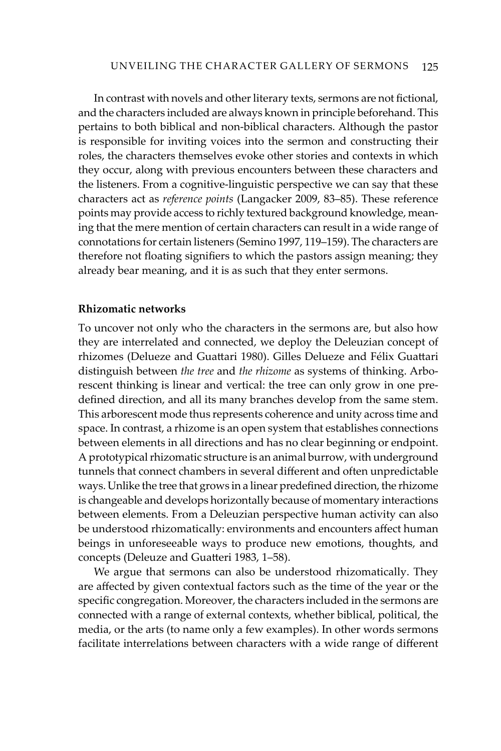In contrast with novels and other literary texts, sermons are not fictional, and the characters included are always known in principle beforehand. This pertains to both biblical and non-biblical characters. Although the pastor is responsible for inviting voices into the sermon and constructing their roles, the characters themselves evoke other stories and contexts in which they occur, along with previous encounters between these characters and the listeners. From a cognitive-linguistic perspective we can say that these characters act as *reference points* (Langacker 2009, 83–85). These reference points may provide access to richly textured background knowledge, meaning that the mere mention of certain characters can result in a wide range of connotations for certain listeners (Semino 1997, 119–159). The characters are therefore not floating signifiers to which the pastors assign meaning; they already bear meaning, and it is as such that they enter sermons.

### Rhizomatic networks

To uncover not only who the characters in the sermons are, but also how they are interrelated and connected, we deploy the Deleuzian concept of rhizomes (Delueze and Guattari 1980). Gilles Delueze and Félix Guattari distinguish between *the tree* and *the rhizome* as systems of thinking. Arborescent thinking is linear and vertical: the tree can only grow in one predefined direction, and all its many branches develop from the same stem. This arborescent mode thus represents coherence and unity across time and space. In contrast, a rhizome is an open system that establishes connections between elements in all directions and has no clear beginning or endpoint. A prototypical rhizomatic structure is an animal burrow, with underground tunnels that connect chambers in several different and often unpredictable ways. Unlike the tree that grows in a linear predefined direction, the rhizome is changeable and develops horizontally because of momentary interactions between elements. From a Deleuzian perspective human activity can also be understood rhizomatically: environments and encounters affect human beings in unforeseeable ways to produce new emotions, thoughts, and concepts (Deleuze and Guatteri 1983, 1–58).

We argue that sermons can also be understood rhizomatically. They are affected by given contextual factors such as the time of the year or the specific congregation. Moreover, the characters included in the sermons are connected with a range of external contexts, whether biblical, political, the media, or the arts (to name only a few examples). In other words sermons facilitate interrelations between characters with a wide range of different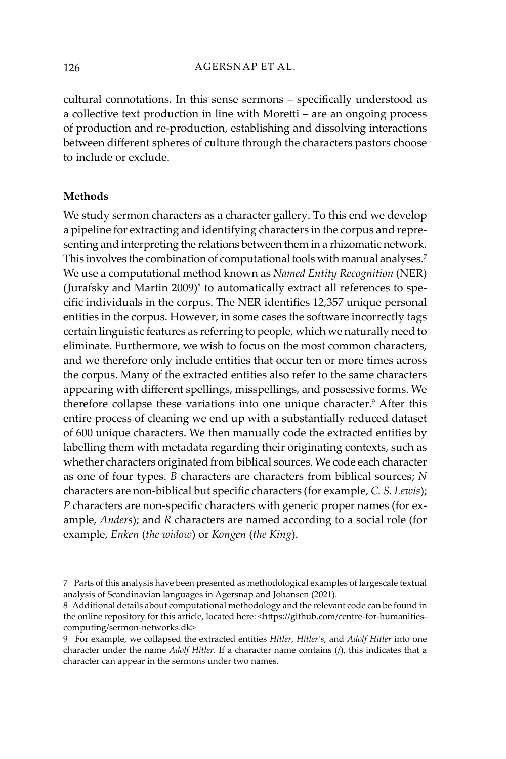cultural connotations. In this sense sermons – specifically understood as a collective text production in line with Moretti – are an ongoing process of production and re-production, establishing and dissolving interactions between different spheres of culture through the characters pastors choose to include or exclude.

## Methods

We study sermon characters as a character gallery. To this end we develop a pipeline for extracting and identifying characters in the corpus and representing and interpreting the relations between them in a rhizomatic network. This involves the combination of computational tools with manual analyses.[7] We use a computational method known as *Named Entity Recognition* (NER) (Jurafsky and Martin 2009)[8] to automatically extract all references to specific individuals in the corpus. The NER identifies 12,357 unique personal entities in the corpus. However, in some cases the software incorrectly tags certain linguistic features as referring to people, which we naturally need to eliminate. Furthermore, we wish to focus on the most common characters, and we therefore only include entities that occur ten or more times across the corpus. Many of the extracted entities also refer to the same characters appearing with different spellings, misspellings, and possessive forms. We therefore collapse these variations into one unique character.[9] After this entire process of cleaning we end up with a substantially reduced dataset of 600 unique characters. We then manually code the extracted entities by labelling them with metadata regarding their originating contexts, such as whether characters originated from biblical sources. We code each character as one of four types. *B* characters are characters from biblical sources; *N* characters are non-biblical but specific characters (for example, *C. S. Lewis*); *P* characters are non-specific characters with generic proper names (for example, *Anders*); and *R* characters are named according to a social role (for example, *Enken* (*the widow*) or *Kongen* (*the King*).

---

7 Parts of this analysis have been presented as methodological examples of largescale textual analysis of Scandinavian languages in Agersnap and Johansen (2021).

8 Additional details about computational methodology and the relevant code can be found in the online repository for this article, located here: <https://github.com/centre-for-humanities-computing/sermon-networks.dk>

9 For example, we collapsed the extracted entities *Hitler*, *Hitler's*, and *Adolf Hitler* into one character under the name *Adolf Hitler*. If a character name contains (/), this indicates that a character can appear in the sermons under two names.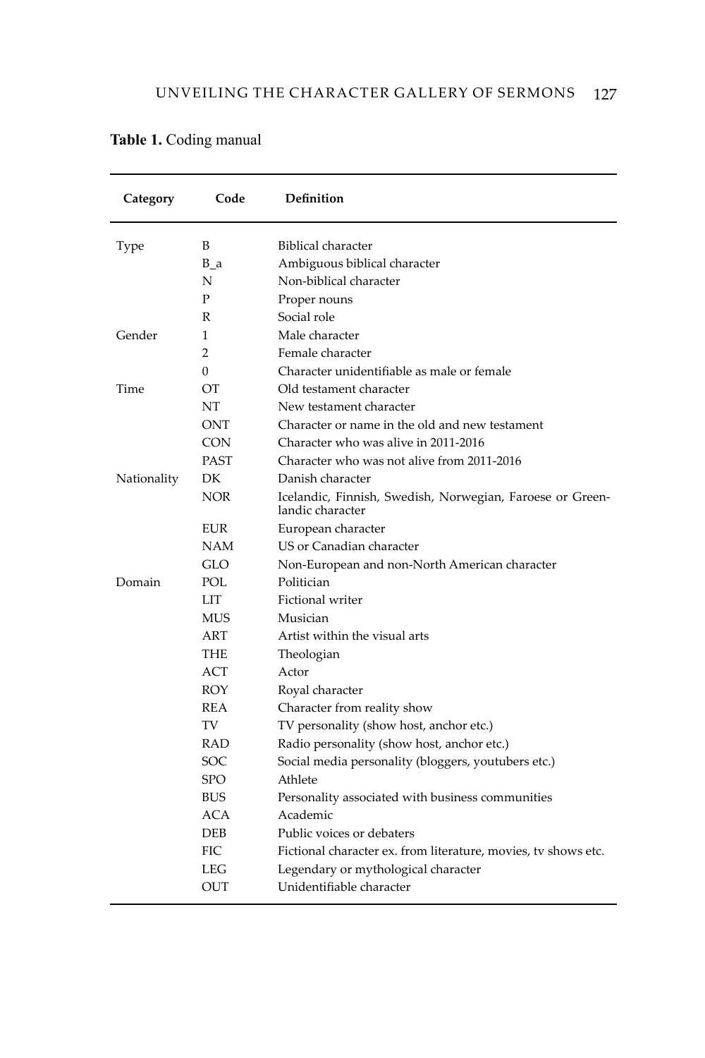**Table 1.** Coding manual

| Category | Code | Definition |
|---|---|---|
| Type | B | Biblical character |
| | B_a | Ambiguous biblical character |
| | N | Non-biblical character |
| | P | Proper nouns |
| | R | Social role |
| Gender | 1 | Male character |
| | 2 | Female character |
| | 0 | Character unidentifiable as male or female |
| Time | OT | Old testament character |
| | NT | New testament character |
| | ONT | Character or name in the old and new testament |
| | CON | Character who was alive in 2011-2016 |
| | PAST | Character who was not alive from 2011-2016 |
| Nationality | DK | Danish character |
| | NOR | Icelandic, Finnish, Swedish, Norwegian, Faroese or Greenlandic character |
| | EUR | European character |
| | NAM | US or Canadian character |
| | GLO | Non-European and non-North American character |
| Domain | POL | Politician |
| | LIT | Fictional writer |
| | MUS | Musician |
| | ART | Artist within the visual arts |
| | THE | Theologian |
| | ACT | Actor |
| | ROY | Royal character |
| | REA | Character from reality show |
| | TV | TV personality (show host, anchor etc.) |
| | RAD | Radio personality (show host, anchor etc.) |
| | SOC | Social media personality (bloggers, youtubers etc.) |
| | SPO | Athlete |
| | BUS | Personality associated with business communities |
| | ACA | Academic |
| | DEB | Public voices or debaters |
| | FIC | Fictional character ex. from literature, movies, tv shows etc. |
| | LEG | Legendary or mythological character |
| | OUT | Unidentifiable character |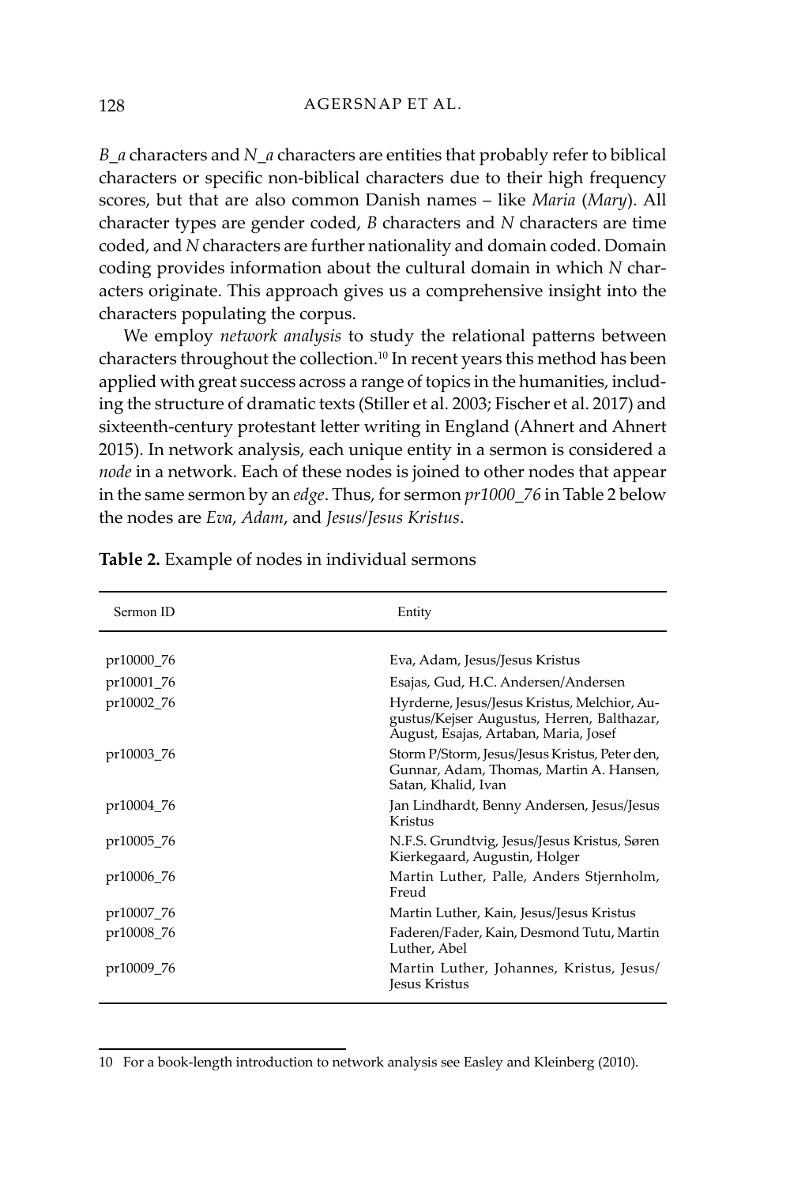*B_a* characters and *N_a* characters are entities that probably refer to biblical characters or specific non-biblical characters due to their high frequency scores, but that are also common Danish names – like *Maria* (*Mary*). All character types are gender coded, *B* characters and *N* characters are time coded, and *N* characters are further nationality and domain coded. Domain coding provides information about the cultural domain in which *N* characters originate. This approach gives us a comprehensive insight into the characters populating the corpus.

We employ *network analysis* to study the relational patterns between characters throughout the collection.[10] In recent years this method has been applied with great success across a range of topics in the humanities, including the structure of dramatic texts (Stiller et al. 2003; Fischer et al. 2017) and sixteenth-century protestant letter writing in England (Ahnert and Ahnert 2015). In network analysis, each unique entity in a sermon is considered a *node* in a network. Each of these nodes is joined to other nodes that appear in the same sermon by an *edge*. Thus, for sermon *pr1000_76* in Table 2 below the nodes are *Eva*, *Adam*, and *Jesus/Jesus Kristus*.

**Table 2.** Example of nodes in individual sermons

| Sermon ID | Entity |
|---|---|
| pr10000_76 | Eva, Adam, Jesus/Jesus Kristus |
| pr10001_76 | Esajas, Gud, H.C. Andersen/Andersen |
| pr10002_76 | Hyrderne, Jesus/Jesus Kristus, Melchior, Augustus/Kejser Augustus, Herren, Balthazar, August, Esajas, Artaban, Maria, Josef |
| pr10003_76 | Storm P/Storm, Jesus/Jesus Kristus, Peter den, Gunnar, Adam, Thomas, Martin A. Hansen, Satan, Khalid, Ivan |
| pr10004_76 | Jan Lindhardt, Benny Andersen, Jesus/Jesus Kristus |
| pr10005_76 | N.F.S. Grundtvig, Jesus/Jesus Kristus, Søren Kierkegaard, Augustin, Holger |
| pr10006_76 | Martin Luther, Palle, Anders Stjernholm, Freud |
| pr10007_76 | Martin Luther, Kain, Jesus/Jesus Kristus |
| pr10008_76 | Faderen/Fader, Kain, Desmond Tutu, Martin Luther, Abel |
| pr10009_76 | Martin Luther, Johannes, Kristus, Jesus/Jesus Kristus |

10 For a book-length introduction to network analysis see Easley and Kleinberg (2010).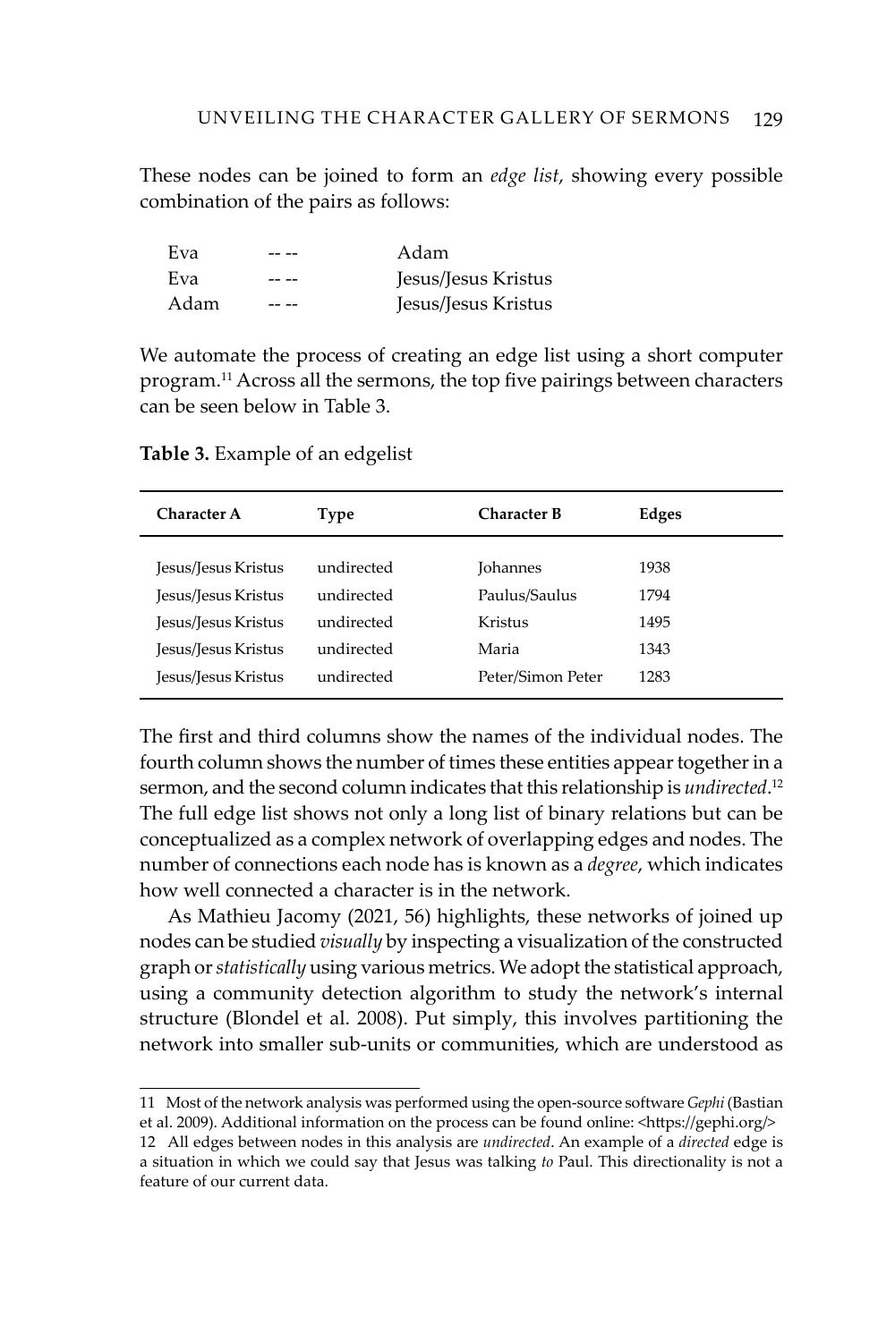These nodes can be joined to form an *edge list*, showing every possible combination of the pairs as follows:

| | | |
|---|---|---|
| Eva | -- -- | Adam |
| Eva | -- -- | Jesus/Jesus Kristus |
| Adam | -- -- | Jesus/Jesus Kristus |

We automate the process of creating an edge list using a short computer program.[11] Across all the sermons, the top five pairings between characters can be seen below in Table 3.

**Table 3.** Example of an edgelist

| Character A | Type | Character B | Edges |
|---|---|---|---|
| Jesus/Jesus Kristus | undirected | Johannes | 1938 |
| Jesus/Jesus Kristus | undirected | Paulus/Saulus | 1794 |
| Jesus/Jesus Kristus | undirected | Kristus | 1495 |
| Jesus/Jesus Kristus | undirected | Maria | 1343 |
| Jesus/Jesus Kristus | undirected | Peter/Simon Peter | 1283 |

The first and third columns show the names of the individual nodes. The fourth column shows the number of times these entities appear together in a sermon, and the second column indicates that this relationship is *undirected*.[12] The full edge list shows not only a long list of binary relations but can be conceptualized as a complex network of overlapping edges and nodes. The number of connections each node has is known as a *degree*, which indicates how well connected a character is in the network.

As Mathieu Jacomy (2021, 56) highlights, these networks of joined up nodes can be studied *visually* by inspecting a visualization of the constructed graph or *statistically* using various metrics. We adopt the statistical approach, using a community detection algorithm to study the network's internal structure (Blondel et al. 2008). Put simply, this involves partitioning the network into smaller sub-units or communities, which are understood as

---

11 Most of the network analysis was performed using the open-source software *Gephi* (Bastian et al. 2009). Additional information on the process can be found online: <https://gephi.org/>

12 All edges between nodes in this analysis are *undirected*. An example of a *directed* edge is a situation in which we could say that Jesus was talking *to* Paul. This directionality is not a feature of our current data.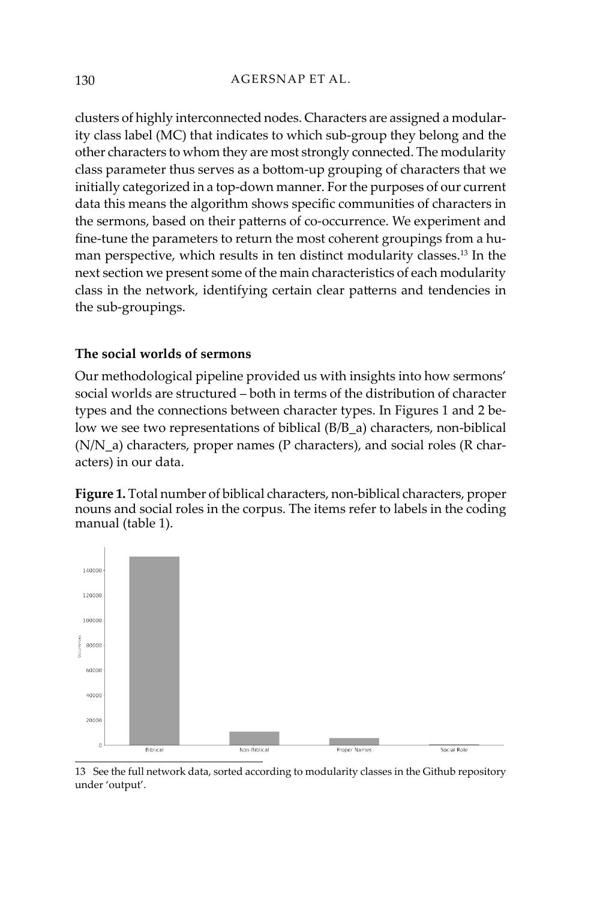clusters of highly interconnected nodes. Characters are assigned a modularity class label (MC) that indicates to which sub-group they belong and the other characters to whom they are most strongly connected. The modularity class parameter thus serves as a bottom-up grouping of characters that we initially categorized in a top-down manner. For the purposes of our current data this means the algorithm shows specific communities of characters in the sermons, based on their patterns of co-occurrence. We experiment and fine-tune the parameters to return the most coherent groupings from a human perspective, which results in ten distinct modularity classes.[13] In the next section we present some of the main characteristics of each modularity class in the network, identifying certain clear patterns and tendencies in the sub-groupings.

## The social worlds of sermons

Our methodological pipeline provided us with insights into how sermons' social worlds are structured – both in terms of the distribution of character types and the connections between character types. In Figures 1 and 2 below we see two representations of biblical (B/B_a) characters, non-biblical (N/N_a) characters, proper names (P characters), and social roles (R characters) in our data.

**Figure 1.** Total number of biblical characters, non-biblical characters, proper nouns and social roles in the corpus. The items refer to labels in the coding manual (table 1).

13 See the full network data, sorted according to modularity classes in the Github repository under 'output'.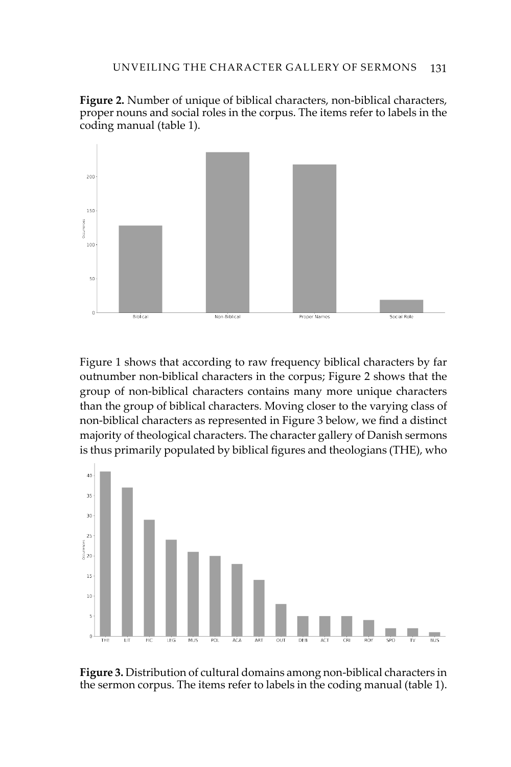**Figure 2.** Number of unique of biblical characters, non-biblical characters, proper nouns and social roles in the corpus. The items refer to labels in the coding manual (table 1).

Figure 1 shows that according to raw frequency biblical characters by far outnumber non-biblical characters in the corpus; Figure 2 shows that the group of non-biblical characters contains many more unique characters than the group of biblical characters. Moving closer to the varying class of non-biblical characters as represented in Figure 3 below, we find a distinct majority of theological characters. The character gallery of Danish sermons is thus primarily populated by biblical figures and theologians (THE), who

**Figure 3.** Distribution of cultural domains among non-biblical characters in the sermon corpus. The items refer to labels in the coding manual (table 1).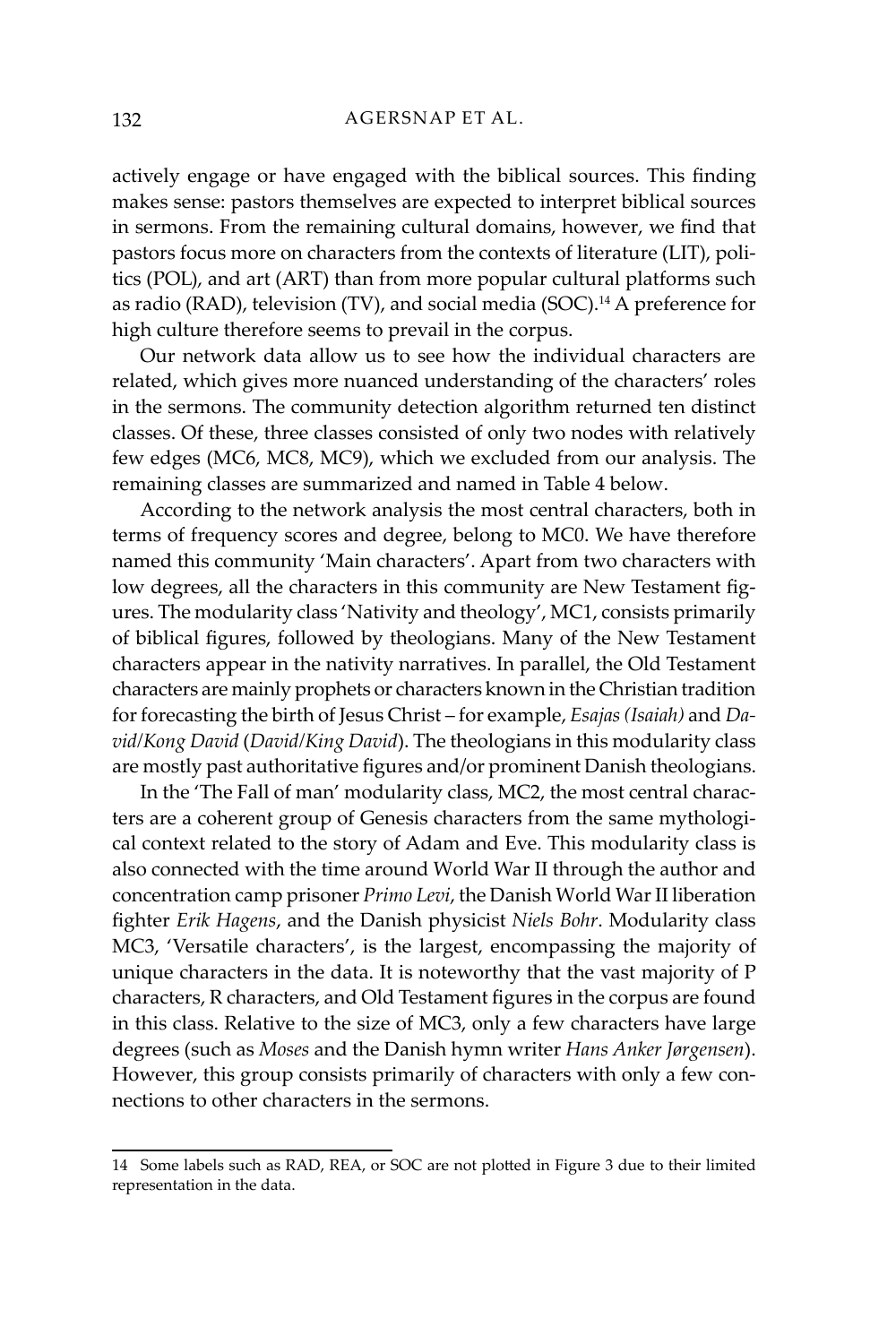actively engage or have engaged with the biblical sources. This finding makes sense: pastors themselves are expected to interpret biblical sources in sermons. From the remaining cultural domains, however, we find that pastors focus more on characters from the contexts of literature (LIT), politics (POL), and art (ART) than from more popular cultural platforms such as radio (RAD), television (TV), and social media (SOC).[14] A preference for high culture therefore seems to prevail in the corpus.

Our network data allow us to see how the individual characters are related, which gives more nuanced understanding of the characters' roles in the sermons. The community detection algorithm returned ten distinct classes. Of these, three classes consisted of only two nodes with relatively few edges (MC6, MC8, MC9), which we excluded from our analysis. The remaining classes are summarized and named in Table 4 below.

According to the network analysis the most central characters, both in terms of frequency scores and degree, belong to MC0. We have therefore named this community 'Main characters'. Apart from two characters with low degrees, all the characters in this community are New Testament figures. The modularity class 'Nativity and theology', MC1, consists primarily of biblical figures, followed by theologians. Many of the New Testament characters appear in the nativity narratives. In parallel, the Old Testament characters are mainly prophets or characters known in the Christian tradition for forecasting the birth of Jesus Christ – for example, *Esajas (Isaiah)* and *David/Kong David* (*David/King David*). The theologians in this modularity class are mostly past authoritative figures and/or prominent Danish theologians.

In the 'The Fall of man' modularity class, MC2, the most central characters are a coherent group of Genesis characters from the same mythological context related to the story of Adam and Eve. This modularity class is also connected with the time around World War II through the author and concentration camp prisoner *Primo Levi*, the Danish World War II liberation fighter *Erik Hagens*, and the Danish physicist *Niels Bohr*. Modularity class MC3, 'Versatile characters', is the largest, encompassing the majority of unique characters in the data. It is noteworthy that the vast majority of P characters, R characters, and Old Testament figures in the corpus are found in this class. Relative to the size of MC3, only a few characters have large degrees (such as *Moses* and the Danish hymn writer *Hans Anker Jørgensen*). However, this group consists primarily of characters with only a few connections to other characters in the sermons.

---

14 Some labels such as RAD, REA, or SOC are not plotted in Figure 3 due to their limited representation in the data.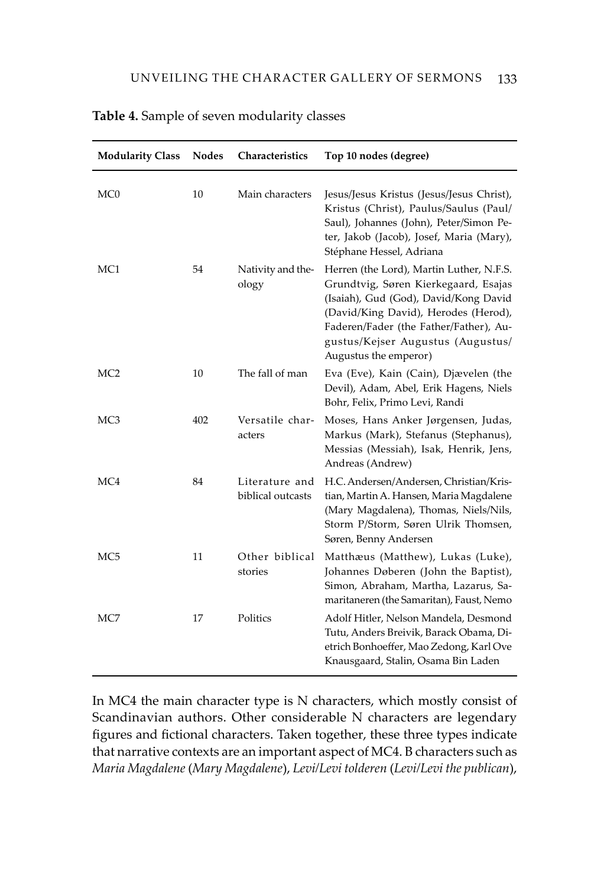**Table 4.** Sample of seven modularity classes

| Modularity Class | Nodes | Characteristics | Top 10 nodes (degree) |
|---|---|---|---|
| MC0 | 10 | Main characters | Jesus/Jesus Kristus (Jesus/Jesus Christ), Kristus (Christ), Paulus/Saulus (Paul/Saul), Johannes (John), Peter/Simon Peter, Jakob (Jacob), Josef, Maria (Mary), Stéphane Hessel, Adriana |
| MC1 | 54 | Nativity and theology | Herren (the Lord), Martin Luther, N.F.S. Grundtvig, Søren Kierkegaard, Esajas (Isaiah), Gud (God), David/Kong David (David/King David), Herodes (Herod), Faderen/Fader (the Father/Father), Augustus/Kejser Augustus (Augustus/Augustus the emperor) |
| MC2 | 10 | The fall of man | Eva (Eve), Kain (Cain), Djævelen (the Devil), Adam, Abel, Erik Hagens, Niels Bohr, Felix, Primo Levi, Randi |
| MC3 | 402 | Versatile characters | Moses, Hans Anker Jørgensen, Judas, Markus (Mark), Stefanus (Stephanus), Messias (Messiah), Isak, Henrik, Jens, Andreas (Andrew) |
| MC4 | 84 | Literature and biblical outcasts | H.C. Andersen/Andersen, Christian/Kristian, Martin A. Hansen, Maria Magdalene (Mary Magdalena), Thomas, Niels/Nils, Storm P/Storm, Søren Ulrik Thomsen, Søren, Benny Andersen |
| MC5 | 11 | Other biblical stories | Matthæus (Matthew), Lukas (Luke), Johannes Døberen (John the Baptist), Simon, Abraham, Martha, Lazarus, Samaritaneren (the Samaritan), Faust, Nemo |
| MC7 | 17 | Politics | Adolf Hitler, Nelson Mandela, Desmond Tutu, Anders Breivik, Barack Obama, Dietrich Bonhoeffer, Mao Zedong, Karl Ove Knausgaard, Stalin, Osama Bin Laden |

In MC4 the main character type is N characters, which mostly consist of Scandinavian authors. Other considerable N characters are legendary figures and fictional characters. Taken together, these three types indicate that narrative contexts are an important aspect of MC4. B characters such as *Maria Magdalene* (*Mary Magdalene*), *Levi/Levi tolderen* (*Levi/Levi the publican*),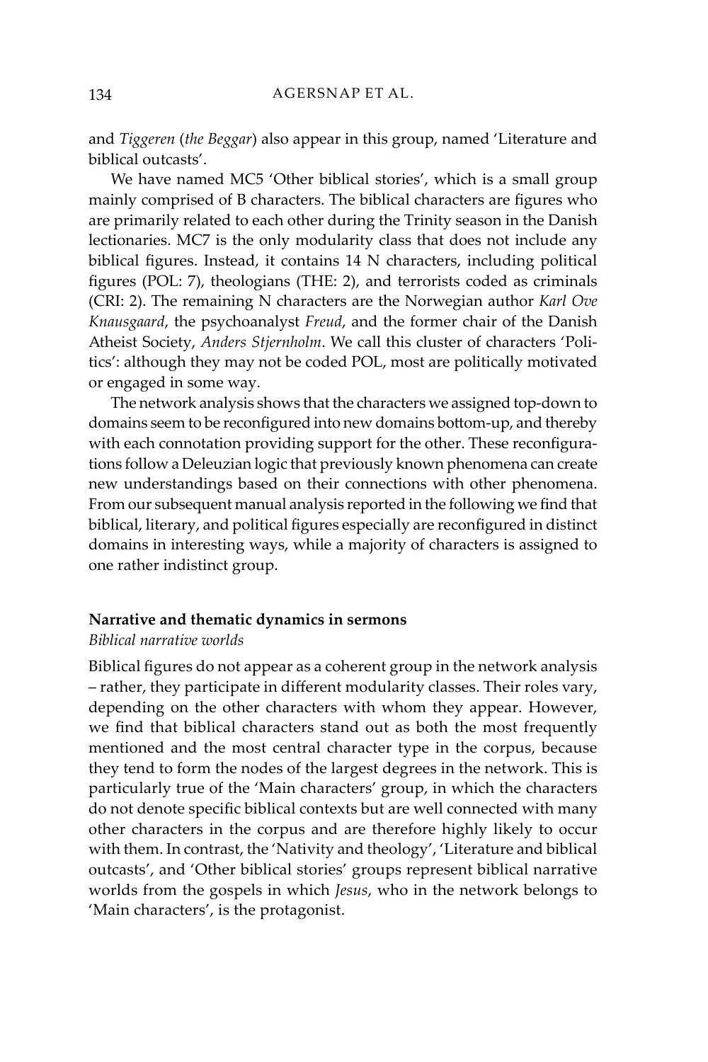and *Tiggeren* (*the Beggar*) also appear in this group, named 'Literature and biblical outcasts'.

We have named MC5 'Other biblical stories', which is a small group mainly comprised of B characters. The biblical characters are figures who are primarily related to each other during the Trinity season in the Danish lectionaries. MC7 is the only modularity class that does not include any biblical figures. Instead, it contains 14 N characters, including political figures (POL: 7), theologians (THE: 2), and terrorists coded as criminals (CRI: 2). The remaining N characters are the Norwegian author *Karl Ove Knausgaard*, the psychoanalyst *Freud*, and the former chair of the Danish Atheist Society, *Anders Stjernholm*. We call this cluster of characters 'Politics': although they may not be coded POL, most are politically motivated or engaged in some way.

The network analysis shows that the characters we assigned top-down to domains seem to be reconfigured into new domains bottom-up, and thereby with each connotation providing support for the other. These reconfigurations follow a Deleuzian logic that previously known phenomena can create new understandings based on their connections with other phenomena. From our subsequent manual analysis reported in the following we find that biblical, literary, and political figures especially are reconfigured in distinct domains in interesting ways, while a majority of characters is assigned to one rather indistinct group.

## Narrative and thematic dynamics in sermons

### *Biblical narrative worlds*

Biblical figures do not appear as a coherent group in the network analysis – rather, they participate in different modularity classes. Their roles vary, depending on the other characters with whom they appear. However, we find that biblical characters stand out as both the most frequently mentioned and the most central character type in the corpus, because they tend to form the nodes of the largest degrees in the network. This is particularly true of the 'Main characters' group, in which the characters do not denote specific biblical contexts but are well connected with many other characters in the corpus and are therefore highly likely to occur with them. In contrast, the 'Nativity and theology', 'Literature and biblical outcasts', and 'Other biblical stories' groups represent biblical narrative worlds from the gospels in which *Jesus*, who in the network belongs to 'Main characters', is the protagonist.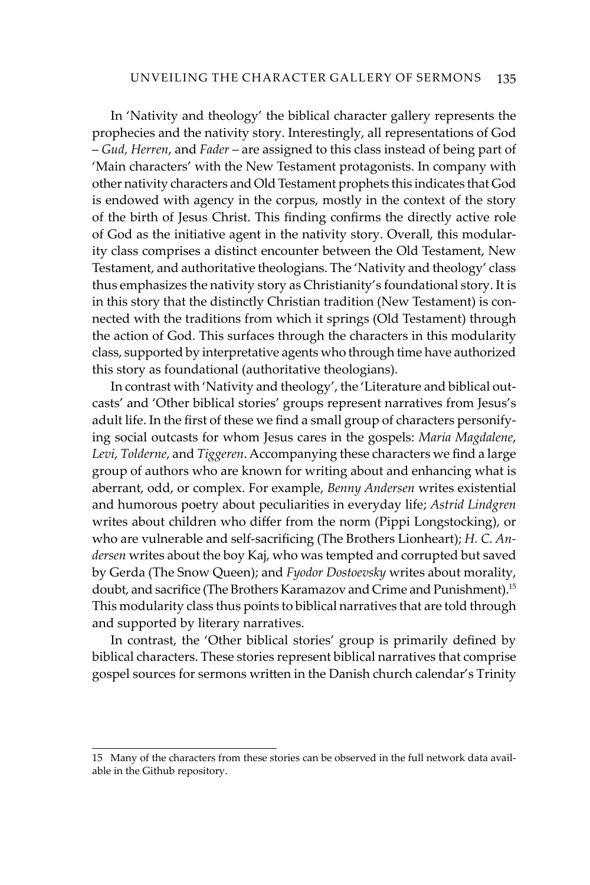In 'Nativity and theology' the biblical character gallery represents the prophecies and the nativity story. Interestingly, all representations of God – *Gud, Herren*, and *Fader* – are assigned to this class instead of being part of 'Main characters' with the New Testament protagonists. In company with other nativity characters and Old Testament prophets this indicates that God is endowed with agency in the corpus, mostly in the context of the story of the birth of Jesus Christ. This finding confirms the directly active role of God as the initiative agent in the nativity story. Overall, this modularity class comprises a distinct encounter between the Old Testament, New Testament, and authoritative theologians. The 'Nativity and theology' class thus emphasizes the nativity story as Christianity's foundational story. It is in this story that the distinctly Christian tradition (New Testament) is connected with the traditions from which it springs (Old Testament) through the action of God. This surfaces through the characters in this modularity class, supported by interpretative agents who through time have authorized this story as foundational (authoritative theologians).

In contrast with 'Nativity and theology', the 'Literature and biblical outcasts' and 'Other biblical stories' groups represent narratives from Jesus's adult life. In the first of these we find a small group of characters personifying social outcasts for whom Jesus cares in the gospels: *Maria Magdalene*, *Levi*, *Tolderne*, and *Tiggeren*. Accompanying these characters we find a large group of authors who are known for writing about and enhancing what is aberrant, odd, or complex. For example, *Benny Andersen* writes existential and humorous poetry about peculiarities in everyday life; *Astrid Lindgren* writes about children who differ from the norm (Pippi Longstocking), or who are vulnerable and self-sacrificing (The Brothers Lionheart); *H. C. Andersen* writes about the boy Kaj, who was tempted and corrupted but saved by Gerda (The Snow Queen); and *Fyodor Dostoevsky* writes about morality, doubt, and sacrifice (The Brothers Karamazov and Crime and Punishment).[15] This modularity class thus points to biblical narratives that are told through and supported by literary narratives.

In contrast, the 'Other biblical stories' group is primarily defined by biblical characters. These stories represent biblical narratives that comprise gospel sources for sermons written in the Danish church calendar's Trinity

---

15 Many of the characters from these stories can be observed in the full network data available in the Github repository.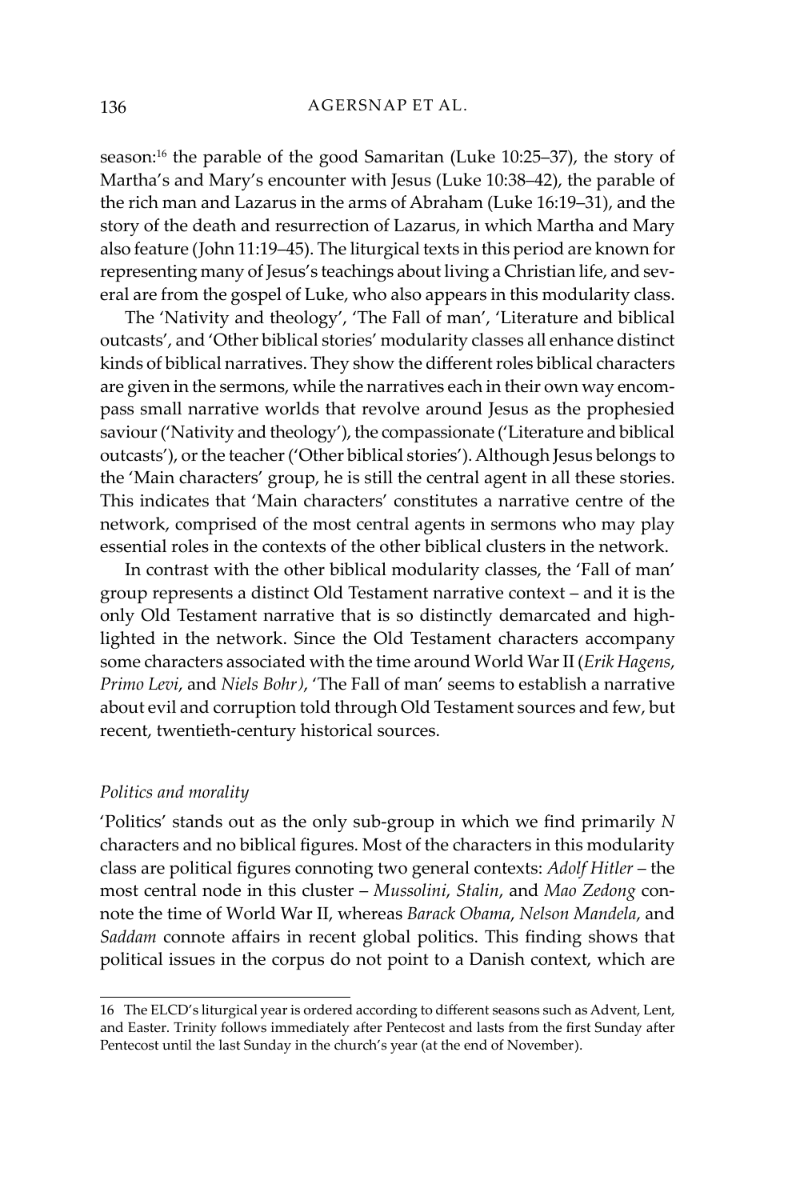season:[16] the parable of the good Samaritan (Luke 10:25–37), the story of Martha's and Mary's encounter with Jesus (Luke 10:38–42), the parable of the rich man and Lazarus in the arms of Abraham (Luke 16:19–31), and the story of the death and resurrection of Lazarus, in which Martha and Mary also feature (John 11:19–45). The liturgical texts in this period are known for representing many of Jesus's teachings about living a Christian life, and several are from the gospel of Luke, who also appears in this modularity class.

The 'Nativity and theology', 'The Fall of man', 'Literature and biblical outcasts', and 'Other biblical stories' modularity classes all enhance distinct kinds of biblical narratives. They show the different roles biblical characters are given in the sermons, while the narratives each in their own way encompass small narrative worlds that revolve around Jesus as the prophesied saviour ('Nativity and theology'), the compassionate ('Literature and biblical outcasts'), or the teacher ('Other biblical stories'). Although Jesus belongs to the 'Main characters' group, he is still the central agent in all these stories. This indicates that 'Main characters' constitutes a narrative centre of the network, comprised of the most central agents in sermons who may play essential roles in the contexts of the other biblical clusters in the network.

In contrast with the other biblical modularity classes, the 'Fall of man' group represents a distinct Old Testament narrative context – and it is the only Old Testament narrative that is so distinctly demarcated and highlighted in the network. Since the Old Testament characters accompany some characters associated with the time around World War II (*Erik Hagens*, *Primo Levi*, and *Niels Bohr)*, 'The Fall of man' seems to establish a narrative about evil and corruption told through Old Testament sources and few, but recent, twentieth-century historical sources.

### *Politics and morality*

'Politics' stands out as the only sub-group in which we find primarily *N* characters and no biblical figures. Most of the characters in this modularity class are political figures connoting two general contexts: *Adolf Hitler* – the most central node in this cluster – *Mussolini*, *Stalin*, and *Mao Zedong* connote the time of World War II, whereas *Barack Obama*, *Nelson Mandela*, and *Saddam* connote affairs in recent global politics. This finding shows that political issues in the corpus do not point to a Danish context, which are

---

16 The ELCD's liturgical year is ordered according to different seasons such as Advent, Lent, and Easter. Trinity follows immediately after Pentecost and lasts from the first Sunday after Pentecost until the last Sunday in the church's year (at the end of November).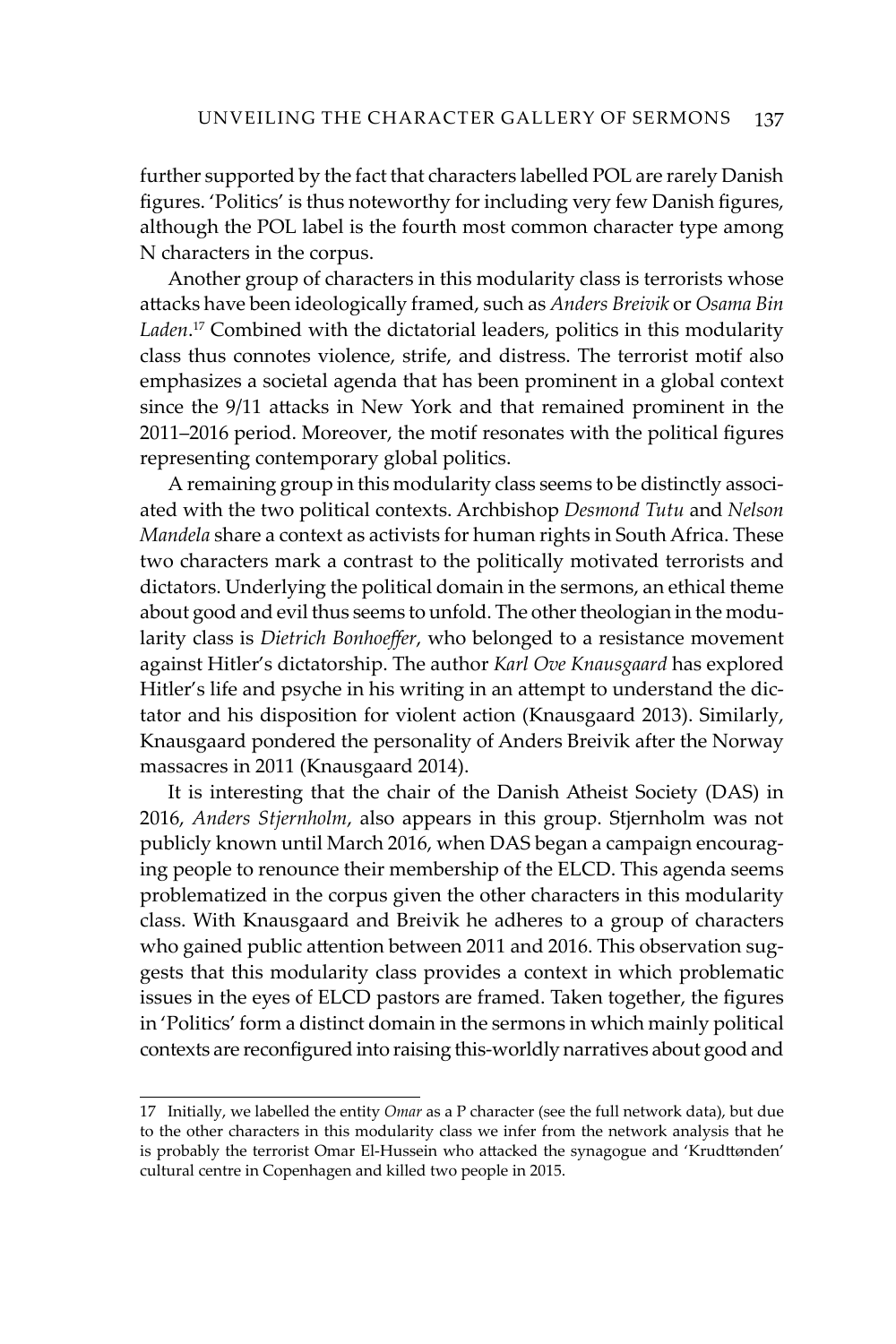further supported by the fact that characters labelled POL are rarely Danish figures. 'Politics' is thus noteworthy for including very few Danish figures, although the POL label is the fourth most common character type among N characters in the corpus.

Another group of characters in this modularity class is terrorists whose attacks have been ideologically framed, such as *Anders Breivik* or *Osama Bin Laden*.[17] Combined with the dictatorial leaders, politics in this modularity class thus connotes violence, strife, and distress. The terrorist motif also emphasizes a societal agenda that has been prominent in a global context since the 9/11 attacks in New York and that remained prominent in the 2011–2016 period. Moreover, the motif resonates with the political figures representing contemporary global politics.

A remaining group in this modularity class seems to be distinctly associated with the two political contexts. Archbishop *Desmond Tutu* and *Nelson Mandela* share a context as activists for human rights in South Africa. These two characters mark a contrast to the politically motivated terrorists and dictators. Underlying the political domain in the sermons, an ethical theme about good and evil thus seems to unfold. The other theologian in the modularity class is *Dietrich Bonhoeffer*, who belonged to a resistance movement against Hitler's dictatorship. The author *Karl Ove Knausgaard* has explored Hitler's life and psyche in his writing in an attempt to understand the dictator and his disposition for violent action (Knausgaard 2013). Similarly, Knausgaard pondered the personality of Anders Breivik after the Norway massacres in 2011 (Knausgaard 2014).

It is interesting that the chair of the Danish Atheist Society (DAS) in 2016, *Anders Stjernholm*, also appears in this group. Stjernholm was not publicly known until March 2016, when DAS began a campaign encouraging people to renounce their membership of the ELCD. This agenda seems problematized in the corpus given the other characters in this modularity class. With Knausgaard and Breivik he adheres to a group of characters who gained public attention between 2011 and 2016. This observation suggests that this modularity class provides a context in which problematic issues in the eyes of ELCD pastors are framed. Taken together, the figures in 'Politics' form a distinct domain in the sermons in which mainly political contexts are reconfigured into raising this-worldly narratives about good and

---

17 Initially, we labelled the entity *Omar* as a P character (see the full network data), but due to the other characters in this modularity class we infer from the network analysis that he is probably the terrorist Omar El-Hussein who attacked the synagogue and 'Krudttønden' cultural centre in Copenhagen and killed two people in 2015.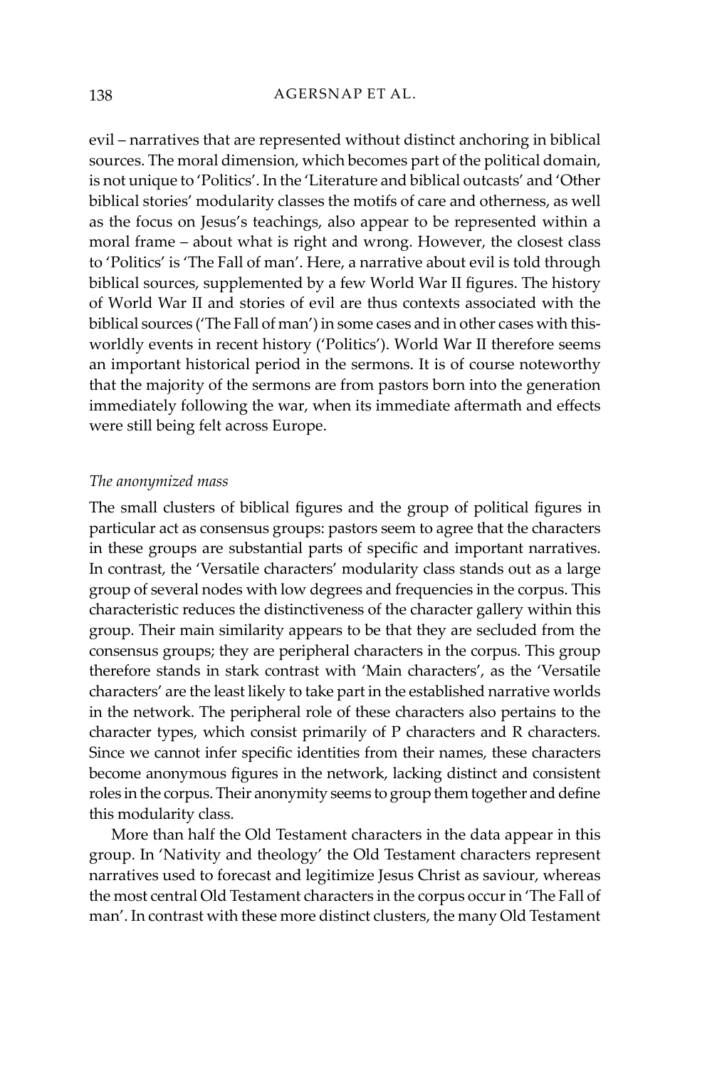evil – narratives that are represented without distinct anchoring in biblical sources. The moral dimension, which becomes part of the political domain, is not unique to 'Politics'. In the 'Literature and biblical outcasts' and 'Other biblical stories' modularity classes the motifs of care and otherness, as well as the focus on Jesus's teachings, also appear to be represented within a moral frame – about what is right and wrong. However, the closest class to 'Politics' is 'The Fall of man'. Here, a narrative about evil is told through biblical sources, supplemented by a few World War II figures. The history of World War II and stories of evil are thus contexts associated with the biblical sources ('The Fall of man') in some cases and in other cases with this-worldly events in recent history ('Politics'). World War II therefore seems an important historical period in the sermons. It is of course noteworthy that the majority of the sermons are from pastors born into the generation immediately following the war, when its immediate aftermath and effects were still being felt across Europe.

### *The anonymized mass*

The small clusters of biblical figures and the group of political figures in particular act as consensus groups: pastors seem to agree that the characters in these groups are substantial parts of specific and important narratives. In contrast, the 'Versatile characters' modularity class stands out as a large group of several nodes with low degrees and frequencies in the corpus. This characteristic reduces the distinctiveness of the character gallery within this group. Their main similarity appears to be that they are secluded from the consensus groups; they are peripheral characters in the corpus. This group therefore stands in stark contrast with 'Main characters', as the 'Versatile characters' are the least likely to take part in the established narrative worlds in the network. The peripheral role of these characters also pertains to the character types, which consist primarily of P characters and R characters. Since we cannot infer specific identities from their names, these characters become anonymous figures in the network, lacking distinct and consistent roles in the corpus. Their anonymity seems to group them together and define this modularity class.

More than half the Old Testament characters in the data appear in this group. In 'Nativity and theology' the Old Testament characters represent narratives used to forecast and legitimize Jesus Christ as saviour, whereas the most central Old Testament characters in the corpus occur in 'The Fall of man'. In contrast with these more distinct clusters, the many Old Testament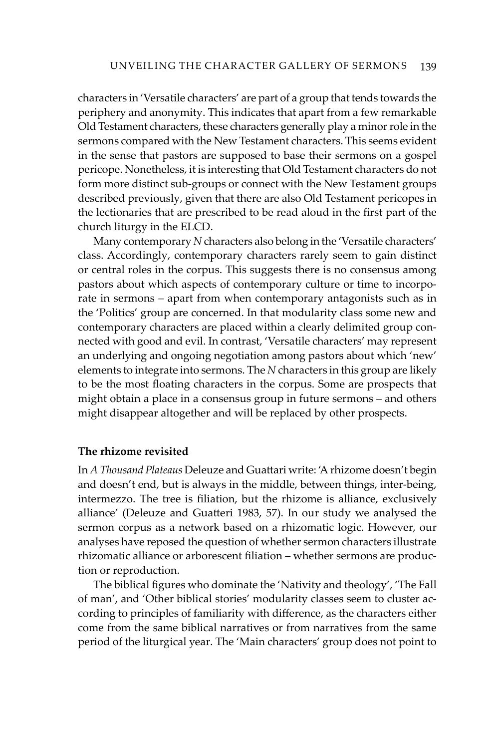characters in 'Versatile characters' are part of a group that tends towards the periphery and anonymity. This indicates that apart from a few remarkable Old Testament characters, these characters generally play a minor role in the sermons compared with the New Testament characters. This seems evident in the sense that pastors are supposed to base their sermons on a gospel pericope. Nonetheless, it is interesting that Old Testament characters do not form more distinct sub-groups or connect with the New Testament groups described previously, given that there are also Old Testament pericopes in the lectionaries that are prescribed to be read aloud in the first part of the church liturgy in the ELCD.

Many contemporary *N* characters also belong in the 'Versatile characters' class. Accordingly, contemporary characters rarely seem to gain distinct or central roles in the corpus. This suggests there is no consensus among pastors about which aspects of contemporary culture or time to incorporate in sermons – apart from when contemporary antagonists such as in the 'Politics' group are concerned. In that modularity class some new and contemporary characters are placed within a clearly delimited group connected with good and evil. In contrast, 'Versatile characters' may represent an underlying and ongoing negotiation among pastors about which 'new' elements to integrate into sermons. The *N* characters in this group are likely to be the most floating characters in the corpus. Some are prospects that might obtain a place in a consensus group in future sermons – and others might disappear altogether and will be replaced by other prospects.

**The rhizome revisited**

In *A Thousand Plateaus* Deleuze and Guattari write: 'A rhizome doesn't begin and doesn't end, but is always in the middle, between things, inter-being, intermezzo. The tree is filiation, but the rhizome is alliance, exclusively alliance' (Deleuze and Guatteri 1983, 57). In our study we analysed the sermon corpus as a network based on a rhizomatic logic. However, our analyses have reposed the question of whether sermon characters illustrate rhizomatic alliance or arborescent filiation – whether sermons are production or reproduction.

The biblical figures who dominate the 'Nativity and theology', 'The Fall of man', and 'Other biblical stories' modularity classes seem to cluster according to principles of familiarity with difference, as the characters either come from the same biblical narratives or from narratives from the same period of the liturgical year. The 'Main characters' group does not point to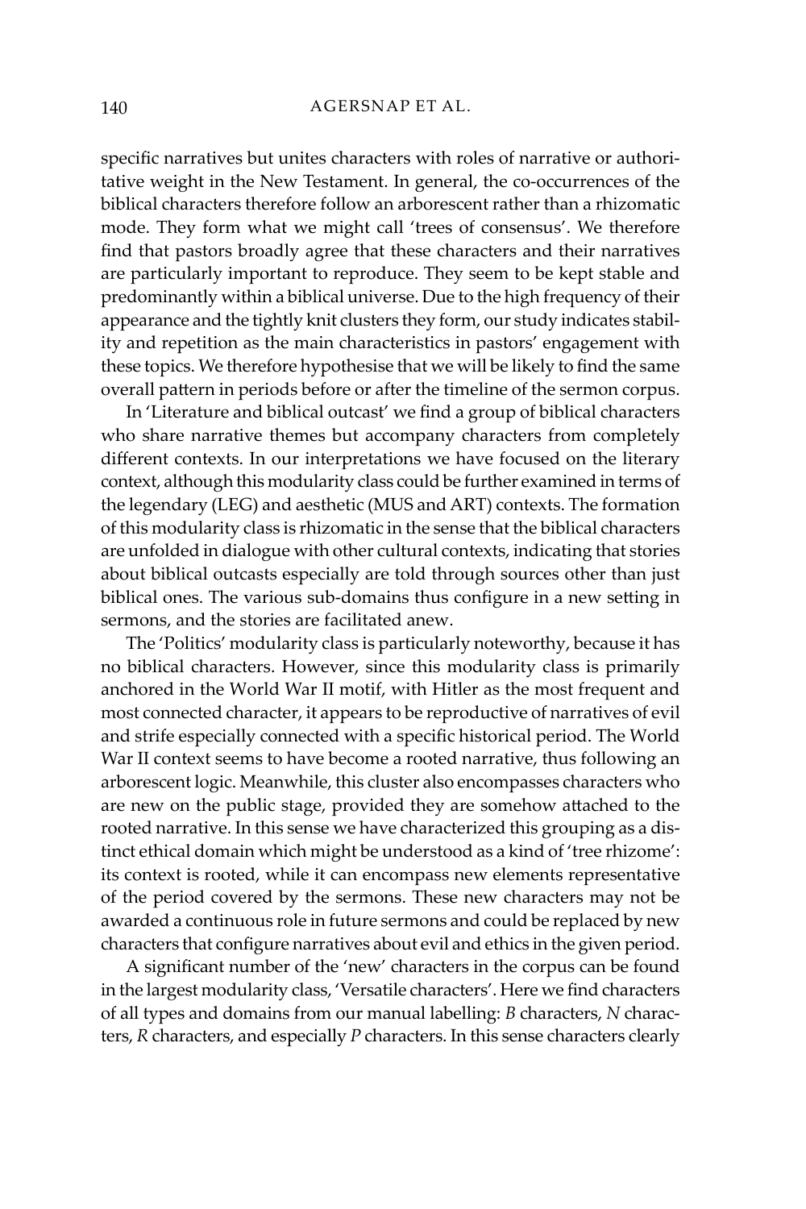specific narratives but unites characters with roles of narrative or authoritative weight in the New Testament. In general, the co-occurrences of the biblical characters therefore follow an arborescent rather than a rhizomatic mode. They form what we might call 'trees of consensus'. We therefore find that pastors broadly agree that these characters and their narratives are particularly important to reproduce. They seem to be kept stable and predominantly within a biblical universe. Due to the high frequency of their appearance and the tightly knit clusters they form, our study indicates stability and repetition as the main characteristics in pastors' engagement with these topics. We therefore hypothesise that we will be likely to find the same overall pattern in periods before or after the timeline of the sermon corpus.

In 'Literature and biblical outcast' we find a group of biblical characters who share narrative themes but accompany characters from completely different contexts. In our interpretations we have focused on the literary context, although this modularity class could be further examined in terms of the legendary (LEG) and aesthetic (MUS and ART) contexts. The formation of this modularity class is rhizomatic in the sense that the biblical characters are unfolded in dialogue with other cultural contexts, indicating that stories about biblical outcasts especially are told through sources other than just biblical ones. The various sub-domains thus configure in a new setting in sermons, and the stories are facilitated anew.

The 'Politics' modularity class is particularly noteworthy, because it has no biblical characters. However, since this modularity class is primarily anchored in the World War II motif, with Hitler as the most frequent and most connected character, it appears to be reproductive of narratives of evil and strife especially connected with a specific historical period. The World War II context seems to have become a rooted narrative, thus following an arborescent logic. Meanwhile, this cluster also encompasses characters who are new on the public stage, provided they are somehow attached to the rooted narrative. In this sense we have characterized this grouping as a distinct ethical domain which might be understood as a kind of 'tree rhizome': its context is rooted, while it can encompass new elements representative of the period covered by the sermons. These new characters may not be awarded a continuous role in future sermons and could be replaced by new characters that configure narratives about evil and ethics in the given period.

A significant number of the 'new' characters in the corpus can be found in the largest modularity class, 'Versatile characters'. Here we find characters of all types and domains from our manual labelling: *B* characters, *N* characters, *R* characters, and especially *P* characters. In this sense characters clearly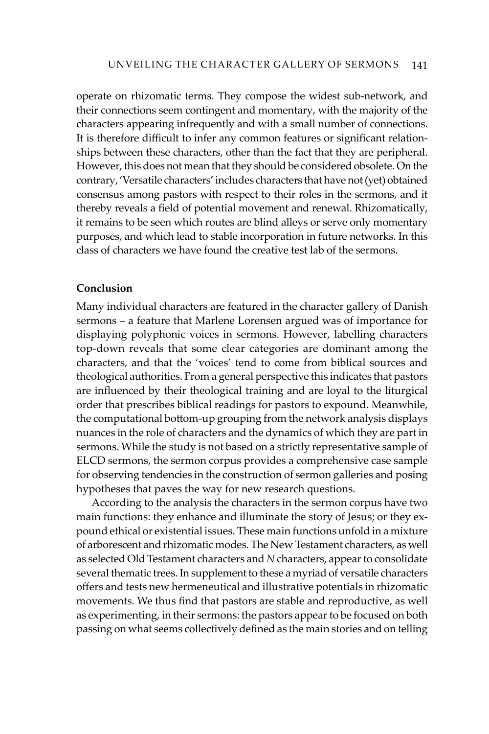operate on rhizomatic terms. They compose the widest sub-network, and their connections seem contingent and momentary, with the majority of the characters appearing infrequently and with a small number of connections. It is therefore difficult to infer any common features or significant relationships between these characters, other than the fact that they are peripheral. However, this does not mean that they should be considered obsolete. On the contrary, 'Versatile characters' includes characters that have not (yet) obtained consensus among pastors with respect to their roles in the sermons, and it thereby reveals a field of potential movement and renewal. Rhizomatically, it remains to be seen which routes are blind alleys or serve only momentary purposes, and which lead to stable incorporation in future networks. In this class of characters we have found the creative test lab of the sermons.

**Conclusion**

Many individual characters are featured in the character gallery of Danish sermons – a feature that Marlene Lorensen argued was of importance for displaying polyphonic voices in sermons. However, labelling characters top-down reveals that some clear categories are dominant among the characters, and that the 'voices' tend to come from biblical sources and theological authorities. From a general perspective this indicates that pastors are influenced by their theological training and are loyal to the liturgical order that prescribes biblical readings for pastors to expound. Meanwhile, the computational bottom-up grouping from the network analysis displays nuances in the role of characters and the dynamics of which they are part in sermons. While the study is not based on a strictly representative sample of ELCD sermons, the sermon corpus provides a comprehensive case sample for observing tendencies in the construction of sermon galleries and posing hypotheses that paves the way for new research questions.

According to the analysis the characters in the sermon corpus have two main functions: they enhance and illuminate the story of Jesus; or they expound ethical or existential issues. These main functions unfold in a mixture of arborescent and rhizomatic modes. The New Testament characters, as well as selected Old Testament characters and *N* characters, appear to consolidate several thematic trees. In supplement to these a myriad of versatile characters offers and tests new hermeneutical and illustrative potentials in rhizomatic movements. We thus find that pastors are stable and reproductive, as well as experimenting, in their sermons: the pastors appear to be focused on both passing on what seems collectively defined as the main stories and on telling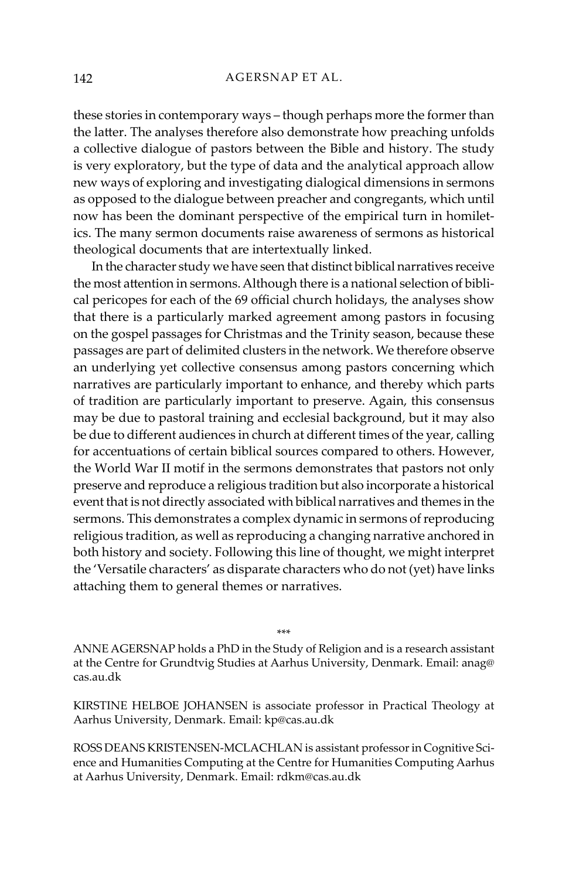these stories in contemporary ways – though perhaps more the former than the latter. The analyses therefore also demonstrate how preaching unfolds a collective dialogue of pastors between the Bible and history. The study is very exploratory, but the type of data and the analytical approach allow new ways of exploring and investigating dialogical dimensions in sermons as opposed to the dialogue between preacher and congregants, which until now has been the dominant perspective of the empirical turn in homiletics. The many sermon documents raise awareness of sermons as historical theological documents that are intertextually linked.

In the character study we have seen that distinct biblical narratives receive the most attention in sermons. Although there is a national selection of biblical pericopes for each of the 69 official church holidays, the analyses show that there is a particularly marked agreement among pastors in focusing on the gospel passages for Christmas and the Trinity season, because these passages are part of delimited clusters in the network. We therefore observe an underlying yet collective consensus among pastors concerning which narratives are particularly important to enhance, and thereby which parts of tradition are particularly important to preserve. Again, this consensus may be due to pastoral training and ecclesial background, but it may also be due to different audiences in church at different times of the year, calling for accentuations of certain biblical sources compared to others. However, the World War II motif in the sermons demonstrates that pastors not only preserve and reproduce a religious tradition but also incorporate a historical event that is not directly associated with biblical narratives and themes in the sermons. This demonstrates a complex dynamic in sermons of reproducing religious tradition, as well as reproducing a changing narrative anchored in both history and society. Following this line of thought, we might interpret the 'Versatile characters' as disparate characters who do not (yet) have links attaching them to general themes or narratives.

\*\*\*

ANNE AGERSNAP holds a PhD in the Study of Religion and is a research assistant at the Centre for Grundtvig Studies at Aarhus University, Denmark. Email: anag@cas.au.dk

KIRSTINE HELBOE JOHANSEN is associate professor in Practical Theology at Aarhus University, Denmark. Email: kp@cas.au.dk

ROSS DEANS KRISTENSEN-MCLACHLAN is assistant professor in Cognitive Science and Humanities Computing at the Centre for Humanities Computing Aarhus at Aarhus University, Denmark. Email: rdkm@cas.au.dk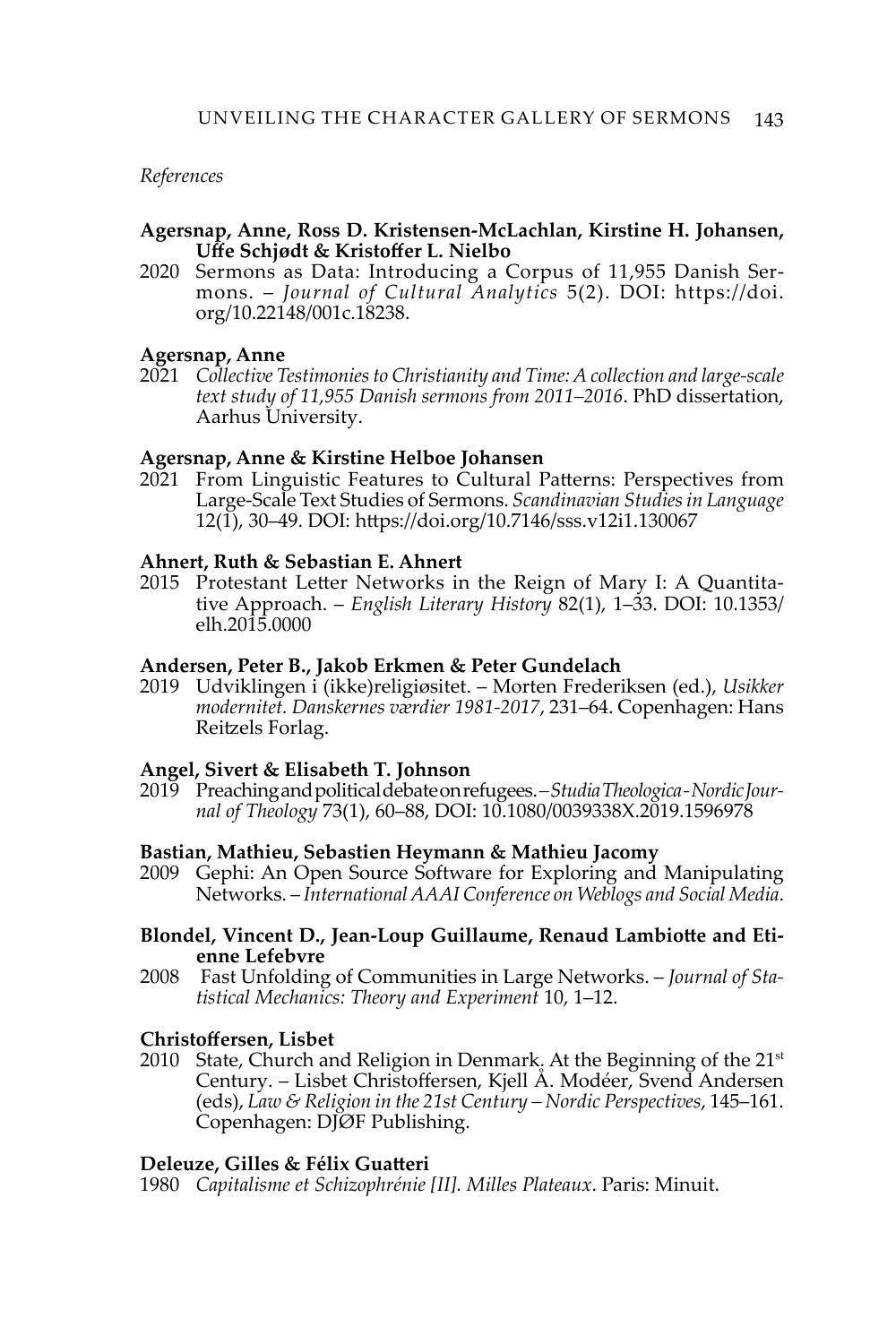*References*

**Agersnap, Anne, Ross D. Kristensen-McLachlan, Kirstine H. Johansen, Uffe Schjødt & Kristoffer L. Nielbo**
2020 Sermons as Data: Introducing a Corpus of 11,955 Danish Sermons. – *Journal of Cultural Analytics* 5(2). DOI: https://doi.org/10.22148/001c.18238.

**Agersnap, Anne**
2021 *Collective Testimonies to Christianity and Time: A collection and large-scale text study of 11,955 Danish sermons from 2011–2016*. PhD dissertation, Aarhus University.

**Agersnap, Anne & Kirstine Helboe Johansen**
2021 From Linguistic Features to Cultural Patterns: Perspectives from Large-Scale Text Studies of Sermons. *Scandinavian Studies in Language* 12(1), 30–49. DOI: https://doi.org/10.7146/sss.v12i1.130067

**Ahnert, Ruth & Sebastian E. Ahnert**
2015 Protestant Letter Networks in the Reign of Mary I: A Quantitative Approach. – *English Literary History* 82(1), 1–33. DOI: 10.1353/elh.2015.0000

**Andersen, Peter B., Jakob Erkmen & Peter Gundelach**
2019 Udviklingen i (ikke)religiøsitet. – Morten Frederiksen (ed.), *Usikker modernitet. Danskernes værdier 1981-2017*, 231–64. Copenhagen: Hans Reitzels Forlag.

**Angel, Sivert & Elisabeth T. Johnson**
2019 Preaching and political debate on refugees. – *Studia Theologica - Nordic Journal of Theology* 73(1), 60–88, DOI: 10.1080/0039338X.2019.1596978

**Bastian, Mathieu, Sebastien Heymann & Mathieu Jacomy**
2009 Gephi: An Open Source Software for Exploring and Manipulating Networks. – *International AAAI Conference on Weblogs and Social Media*.

**Blondel, Vincent D., Jean-Loup Guillaume, Renaud Lambiotte and Etienne Lefebvre**
2008 Fast Unfolding of Communities in Large Networks. – *Journal of Statistical Mechanics: Theory and Experiment* 10, 1–12.

**Christoffersen, Lisbet**
2010 State, Church and Religion in Denmark. At the Beginning of the 21st Century. – Lisbet Christoffersen, Kjell Å. Modéer, Svend Andersen (eds), *Law & Religion in the 21st Century – Nordic Perspectives*, 145–161. Copenhagen: DJØF Publishing.

**Deleuze, Gilles & Félix Guatteri**
1980 *Capitalisme et Schizophrénie [II]. Milles Plateaux*. Paris: Minuit.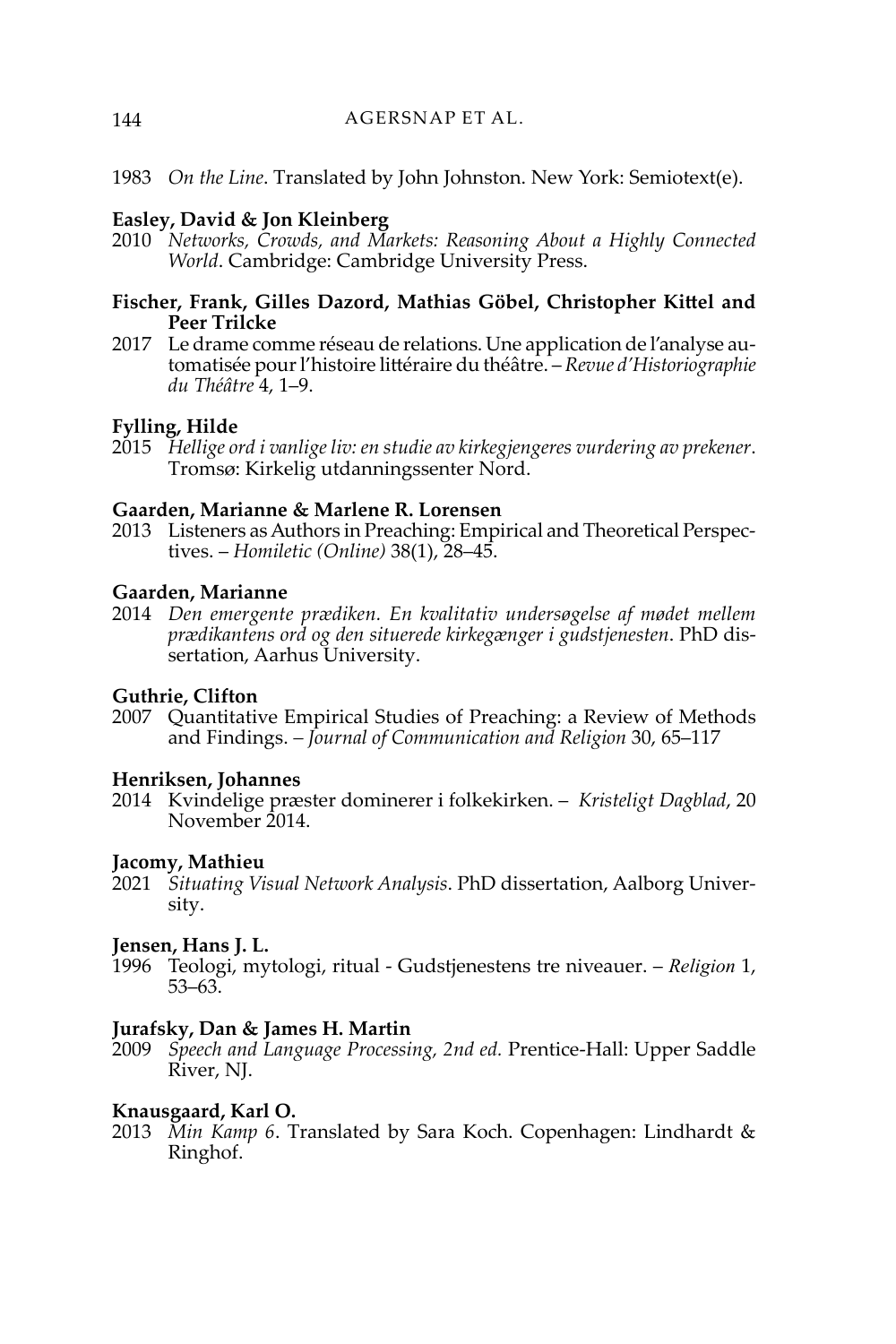1983 *On the Line*. Translated by John Johnston. New York: Semiotext(e).

**Easley, David & Jon Kleinberg**

2010 *Networks, Crowds, and Markets: Reasoning About a Highly Connected World*. Cambridge: Cambridge University Press.

**Fischer, Frank, Gilles Dazord, Mathias Göbel, Christopher Kittel and Peer Trilcke**

2017 Le drame comme réseau de relations. Une application de l'analyse automatisée pour l'histoire littéraire du théâtre. – *Revue d'Historiographie du Théâtre* 4, 1–9.

**Fylling, Hilde**

2015 *Hellige ord i vanlige liv: en studie av kirkegjengeres vurdering av prekener*. Tromsø: Kirkelig utdanningssenter Nord.

**Gaarden, Marianne & Marlene R. Lorensen**

2013 Listeners as Authors in Preaching: Empirical and Theoretical Perspectives. – *Homiletic (Online)* 38(1), 28–45.

**Gaarden, Marianne**

2014 *Den emergente prædiken. En kvalitativ undersøgelse af mødet mellem prædikantens ord og den situerede kirkegænger i gudstjenesten*. PhD dissertation, Aarhus University.

**Guthrie, Clifton**

2007 Quantitative Empirical Studies of Preaching: a Review of Methods and Findings. – *Journal of Communication and Religion* 30, 65–117

**Henriksen, Johannes**

2014 Kvindelige præster dominerer i folkekirken. – *Kristeligt Dagblad*, 20 November 2014.

**Jacomy, Mathieu**

2021 *Situating Visual Network Analysis*. PhD dissertation, Aalborg University.

**Jensen, Hans J. L.**

1996 Teologi, mytologi, ritual - Gudstjenestens tre niveauer. – *Religion* 1, 53–63.

**Jurafsky, Dan & James H. Martin**

2009 *Speech and Language Processing, 2nd ed.* Prentice-Hall: Upper Saddle River, NJ.

**Knausgaard, Karl O.**

2013 *Min Kamp 6*. Translated by Sara Koch. Copenhagen: Lindhardt & Ringhof.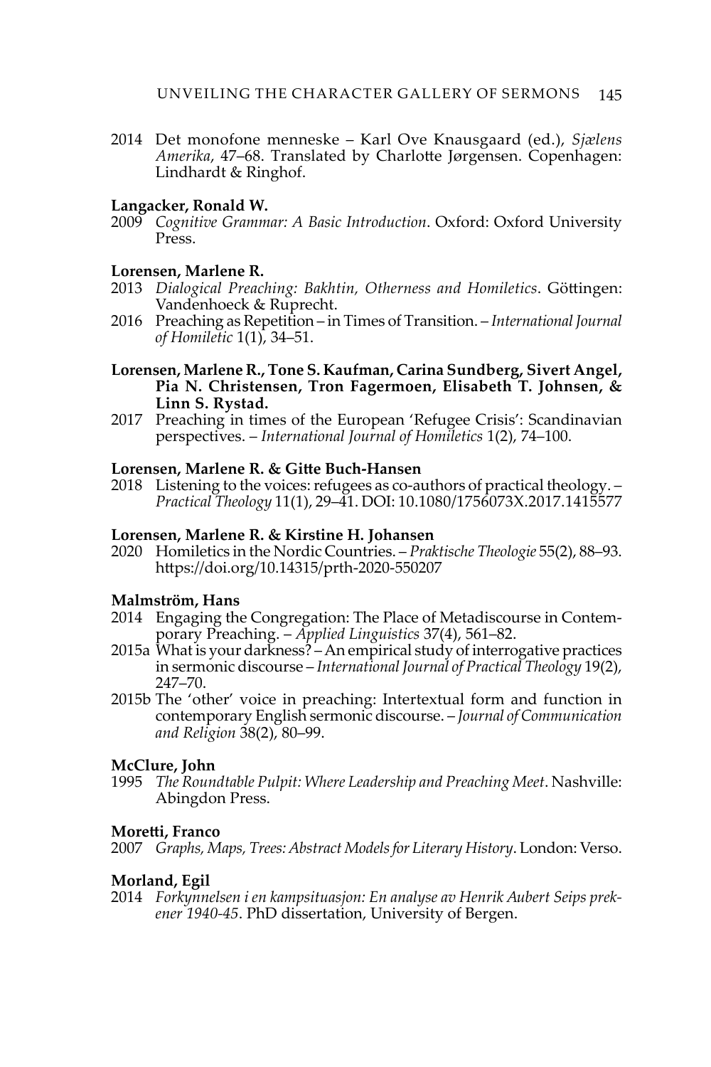2014 Det monofone menneske – Karl Ove Knausgaard (ed.), *Sjælens Amerika*, 47–68. Translated by Charlotte Jørgensen. Copenhagen: Lindhardt & Ringhof.

**Langacker, Ronald W.**

2009 *Cognitive Grammar: A Basic Introduction*. Oxford: Oxford University Press.

**Lorensen, Marlene R.**

2013 *Dialogical Preaching: Bakhtin, Otherness and Homiletics*. Göttingen: Vandenhoeck & Ruprecht.

2016 Preaching as Repetition – in Times of Transition. – *International Journal of Homiletic* 1(1), 34–51.

**Lorensen, Marlene R., Tone S. Kaufman, Carina Sundberg, Sivert Angel, Pia N. Christensen, Tron Fagermoen, Elisabeth T. Johnsen, & Linn S. Rystad.**

2017 Preaching in times of the European 'Refugee Crisis': Scandinavian perspectives. – *International Journal of Homiletics* 1(2), 74–100.

**Lorensen, Marlene R. & Gitte Buch-Hansen**

2018 Listening to the voices: refugees as co-authors of practical theology. – *Practical Theology* 11(1), 29–41. DOI: 10.1080/1756073X.2017.1415577

**Lorensen, Marlene R. & Kirstine H. Johansen**

2020 Homiletics in the Nordic Countries. – *Praktische Theologie* 55(2), 88–93. https://doi.org/10.14315/prth-2020-550207

**Malmström, Hans**

2014 Engaging the Congregation: The Place of Metadiscourse in Contemporary Preaching. – *Applied Linguistics* 37(4), 561–82.

2015a What is your darkness? – An empirical study of interrogative practices in sermonic discourse – *International Journal of Practical Theology* 19(2), 247–70.

2015b The 'other' voice in preaching: Intertextual form and function in contemporary English sermonic discourse. – *Journal of Communication and Religion* 38(2), 80–99.

**McClure, John**

1995 *The Roundtable Pulpit: Where Leadership and Preaching Meet*. Nashville: Abingdon Press.

**Moretti, Franco**

2007 *Graphs, Maps, Trees: Abstract Models for Literary History*. London: Verso.

**Morland, Egil**

2014 *Forkynnelsen i en kampsituasjon: En analyse av Henrik Aubert Seips prekener 1940-45*. PhD dissertation, University of Bergen.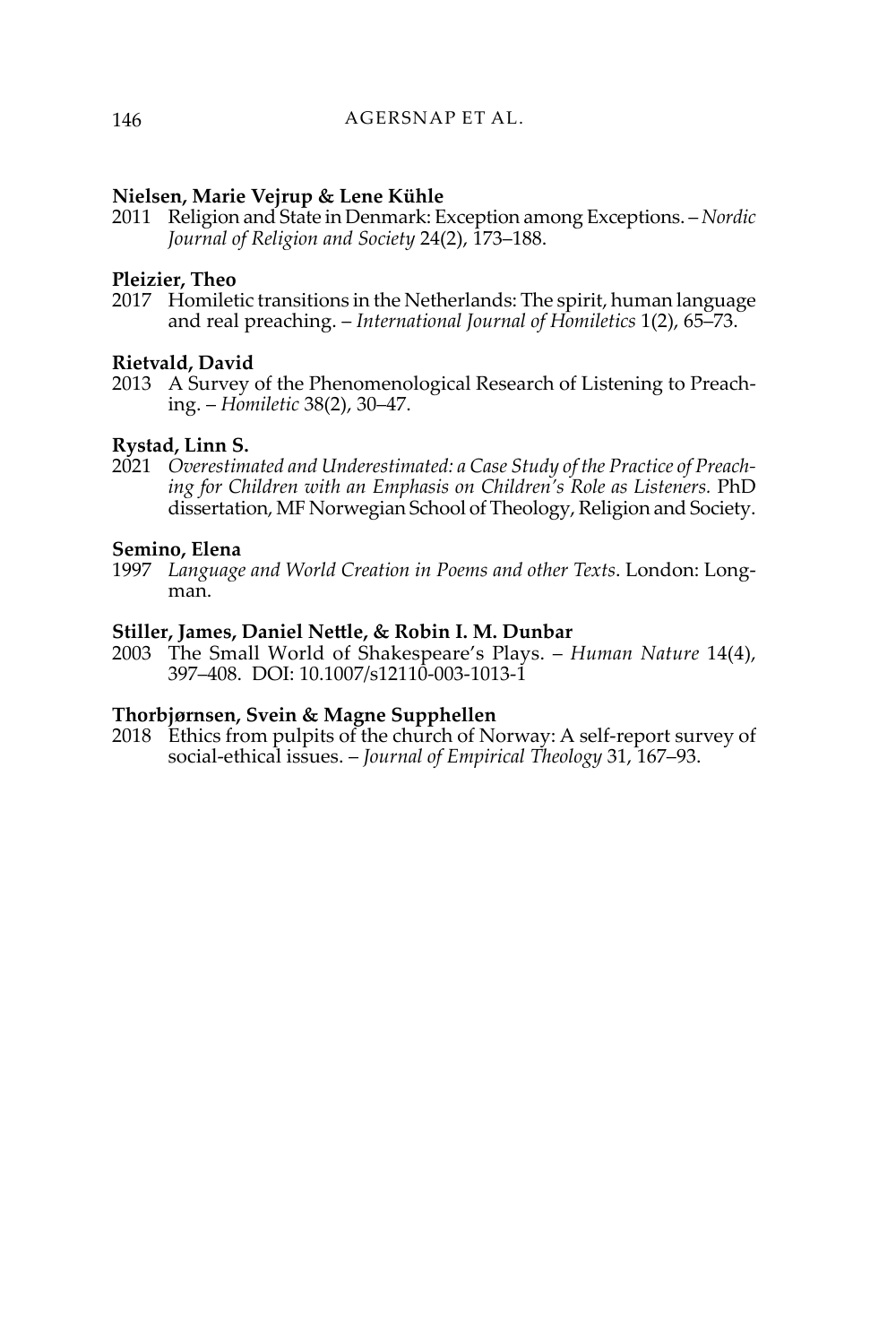**Nielsen, Marie Vejrup & Lene Kühle**

2011 Religion and State in Denmark: Exception among Exceptions. – *Nordic Journal of Religion and Society* 24(2), 173–188.

**Pleizier, Theo**

2017 Homiletic transitions in the Netherlands: The spirit, human language and real preaching. – *International Journal of Homiletics* 1(2), 65–73.

**Rietvald, David**

2013 A Survey of the Phenomenological Research of Listening to Preaching. – *Homiletic* 38(2), 30–47.

**Rystad, Linn S.**

2021 *Overestimated and Underestimated: a Case Study of the Practice of Preaching for Children with an Emphasis on Children's Role as Listeners.* PhD dissertation, MF Norwegian School of Theology, Religion and Society.

**Semino, Elena**

1997 *Language and World Creation in Poems and other Texts*. London: Longman.

**Stiller, James, Daniel Nettle, & Robin I. M. Dunbar**

2003 The Small World of Shakespeare's Plays. – *Human Nature* 14(4), 397–408. DOI: 10.1007/s12110-003-1013-1

**Thorbjørnsen, Svein & Magne Supphellen**

2018 Ethics from pulpits of the church of Norway: A self-report survey of social-ethical issues. – *Journal of Empirical Theology* 31, 167–93.